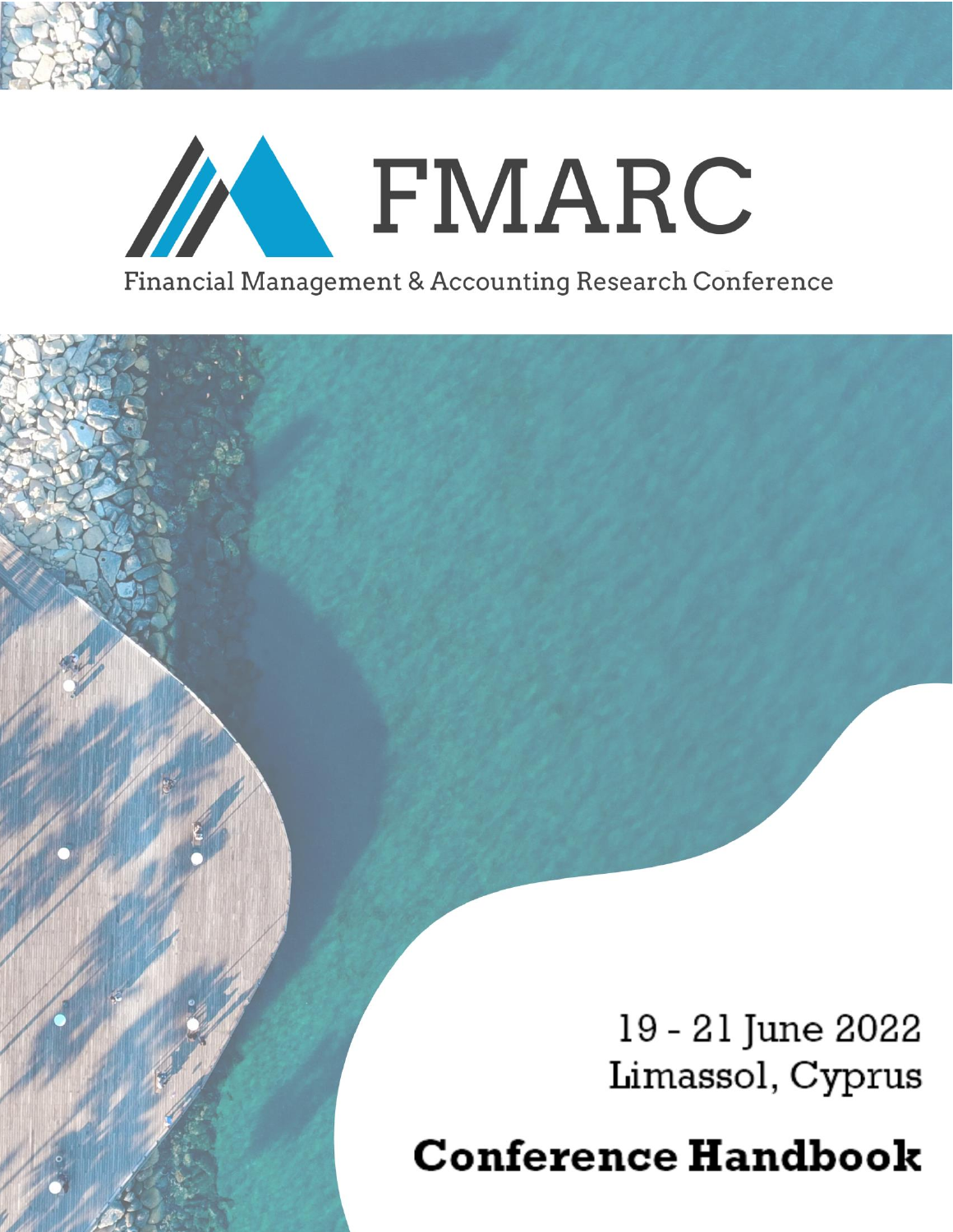# FMARC

Financial Management & Accounting Research Conference

19 - 21 June 2022

Limassol, Cyprus

## Conference Handbook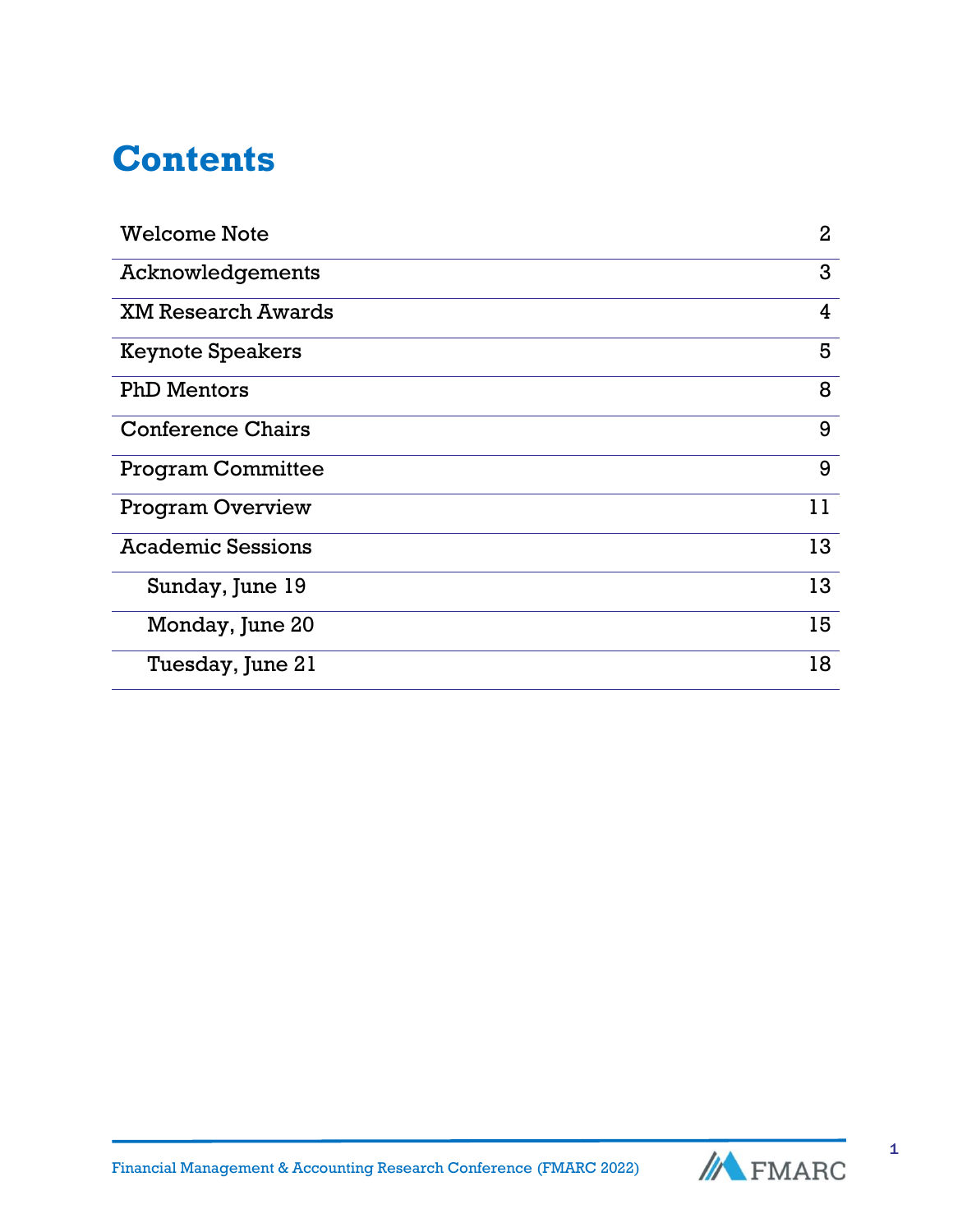# Contents

| | |
|---|---|
| Welcome Note | 2 |
| Acknowledgements | 3 |
| XM Research Awards | 4 |
| Keynote Speakers | 5 |
| PhD Mentors | 8 |
| Conference Chairs | 9 |
| Program Committee | 9 |
| Program Overview | 11 |
| Academic Sessions | 13 |
| Sunday, June 19 | 13 |
| Monday, June 20 | 15 |
| Tuesday, June 21 | 18 |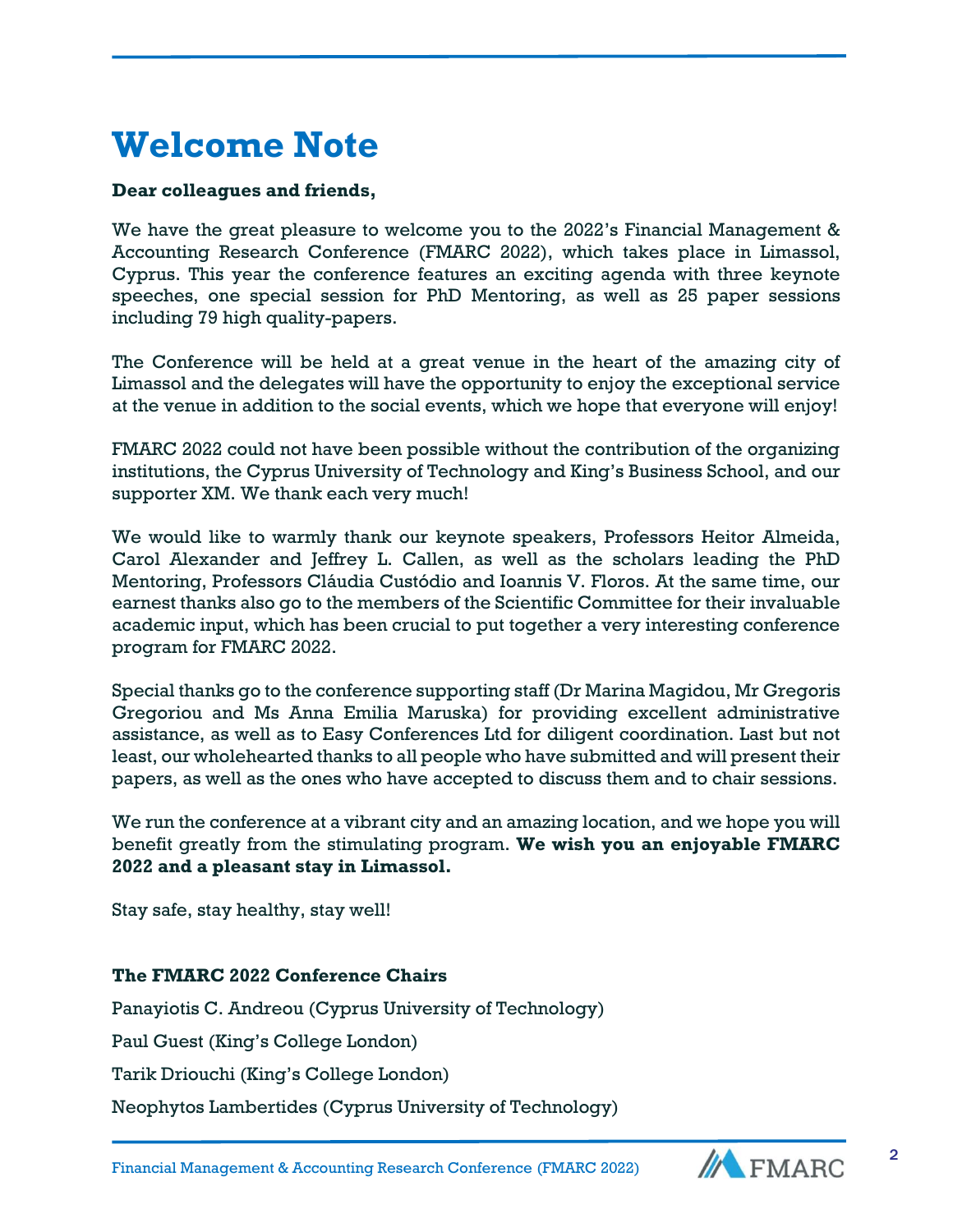# Welcome Note

**Dear colleagues and friends,**

We have the great pleasure to welcome you to the 2022's Financial Management & Accounting Research Conference (FMARC 2022), which takes place in Limassol, Cyprus. This year the conference features an exciting agenda with three keynote speeches, one special session for PhD Mentoring, as well as 25 paper sessions including 79 high quality-papers.

The Conference will be held at a great venue in the heart of the amazing city of Limassol and the delegates will have the opportunity to enjoy the exceptional service at the venue in addition to the social events, which we hope that everyone will enjoy!

FMARC 2022 could not have been possible without the contribution of the organizing institutions, the Cyprus University of Technology and King's Business School, and our supporter XM. We thank each very much!

We would like to warmly thank our keynote speakers, Professors Heitor Almeida, Carol Alexander and Jeffrey L. Callen, as well as the scholars leading the PhD Mentoring, Professors Cláudia Custódio and Ioannis V. Floros. At the same time, our earnest thanks also go to the members of the Scientific Committee for their invaluable academic input, which has been crucial to put together a very interesting conference program for FMARC 2022.

Special thanks go to the conference supporting staff (Dr Marina Magidou, Mr Gregoris Gregoriou and Ms Anna Emilia Maruska) for providing excellent administrative assistance, as well as to Easy Conferences Ltd for diligent coordination. Last but not least, our wholehearted thanks to all people who have submitted and will present their papers, as well as the ones who have accepted to discuss them and to chair sessions.

We run the conference at a vibrant city and an amazing location, and we hope you will benefit greatly from the stimulating program. **We wish you an enjoyable FMARC 2022 and a pleasant stay in Limassol.**

Stay safe, stay healthy, stay well!

**The FMARC 2022 Conference Chairs**

Panayiotis C. Andreou (Cyprus University of Technology)

Paul Guest (King's College London)

Tarik Driouchi (King's College London)

Neophytos Lambertides (Cyprus University of Technology)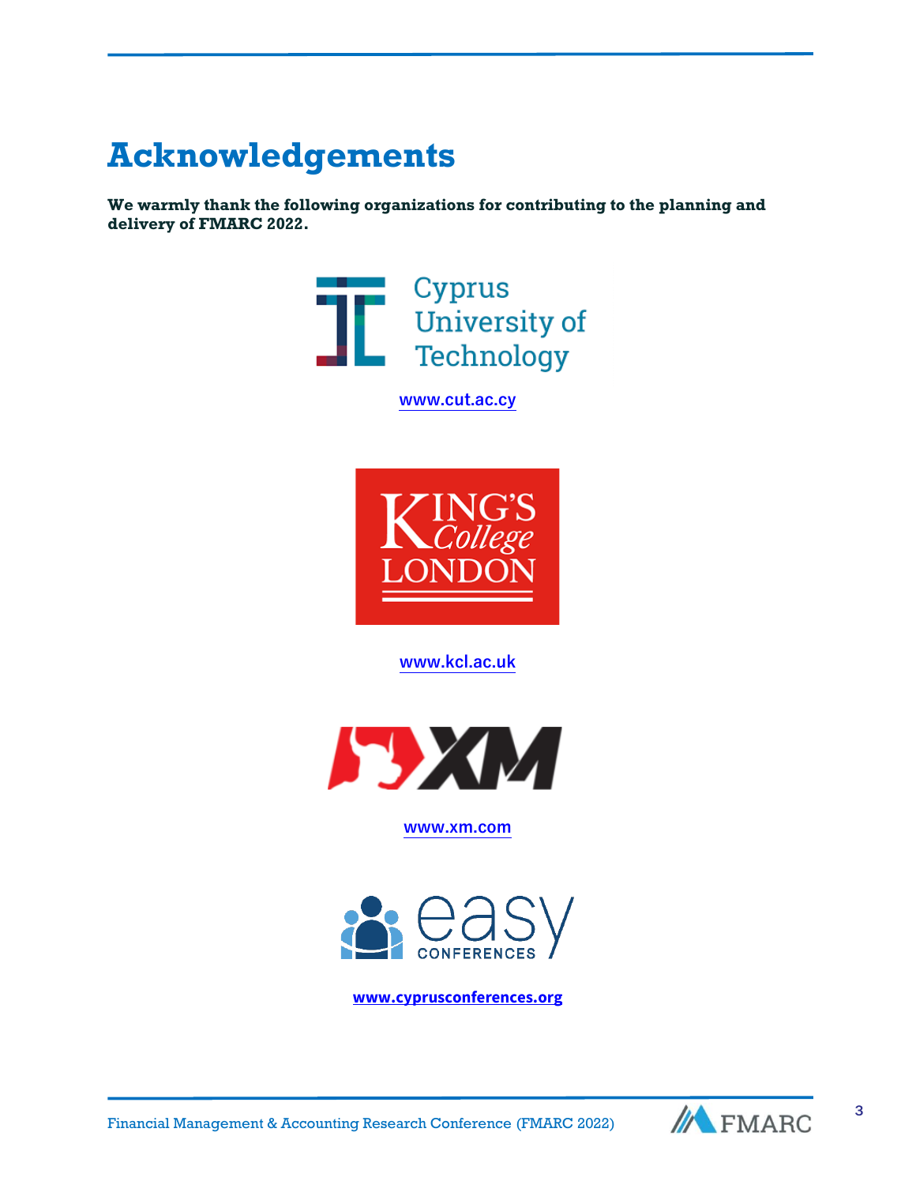# Acknowledgements

**We warmly thank the following organizations for contributing to the planning and delivery of FMARC 2022.**

Cyprus University of Technology

www.cut.ac.cy

King's College London

www.kcl.ac.uk

XM

www.xm.com

easy CONFERENCES

www.cyprusconferences.org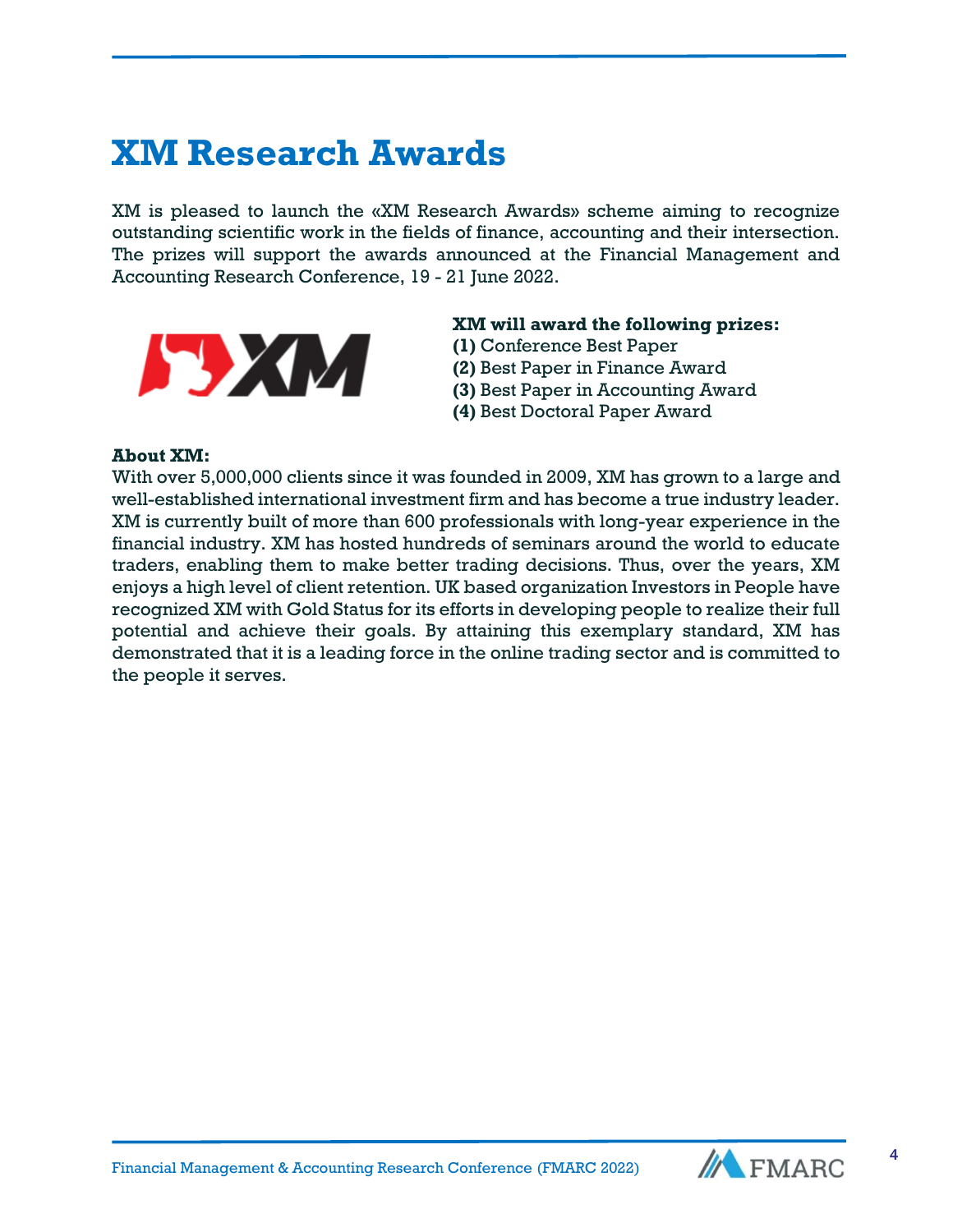# XM Research Awards

XM is pleased to launch the «XM Research Awards» scheme aiming to recognize outstanding scientific work in the fields of finance, accounting and their intersection. The prizes will support the awards announced at the Financial Management and Accounting Research Conference, 19 - 21 June 2022.

**XM will award the following prizes:**

**(1)** Conference Best Paper
**(2)** Best Paper in Finance Award
**(3)** Best Paper in Accounting Award
**(4)** Best Doctoral Paper Award

**About XM:**

With over 5,000,000 clients since it was founded in 2009, XM has grown to a large and well-established international investment firm and has become a true industry leader. XM is currently built of more than 600 professionals with long-year experience in the financial industry. XM has hosted hundreds of seminars around the world to educate traders, enabling them to make better trading decisions. Thus, over the years, XM enjoys a high level of client retention. UK based organization Investors in People have recognized XM with Gold Status for its efforts in developing people to realize their full potential and achieve their goals. By attaining this exemplary standard, XM has demonstrated that it is a leading force in the online trading sector and is committed to the people it serves.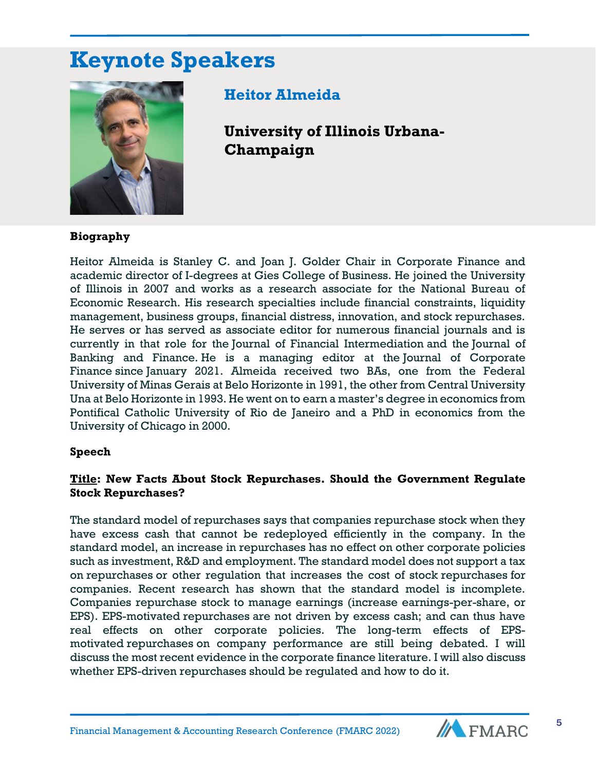# Keynote Speakers

## Heitor Almeida

### University of Illinois Urbana-Champaign

**Biography**

Heitor Almeida is Stanley C. and Joan J. Golder Chair in Corporate Finance and academic director of I-degrees at Gies College of Business. He joined the University of Illinois in 2007 and works as a research associate for the National Bureau of Economic Research. His research specialties include financial constraints, liquidity management, business groups, financial distress, innovation, and stock repurchases. He serves or has served as associate editor for numerous financial journals and is currently in that role for the Journal of Financial Intermediation and the Journal of Banking and Finance. He is a managing editor at the Journal of Corporate Finance since January 2021. Almeida received two BAs, one from the Federal University of Minas Gerais at Belo Horizonte in 1991, the other from Central University Una at Belo Horizonte in 1993. He went on to earn a master's degree in economics from Pontifical Catholic University of Rio de Janeiro and a PhD in economics from the University of Chicago in 2000.

**Speech**

**<u>Title</u>: New Facts About Stock Repurchases. Should the Government Regulate Stock Repurchases?**

The standard model of repurchases says that companies repurchase stock when they have excess cash that cannot be redeployed efficiently in the company. In the standard model, an increase in repurchases has no effect on other corporate policies such as investment, R&D and employment. The standard model does not support a tax on repurchases or other regulation that increases the cost of stock repurchases for companies. Recent research has shown that the standard model is incomplete. Companies repurchase stock to manage earnings (increase earnings-per-share, or EPS). EPS-motivated repurchases are not driven by excess cash; and can thus have real effects on other corporate policies. The long-term effects of EPS-motivated repurchases on company performance are still being debated. I will discuss the most recent evidence in the corporate finance literature. I will also discuss whether EPS-driven repurchases should be regulated and how to do it.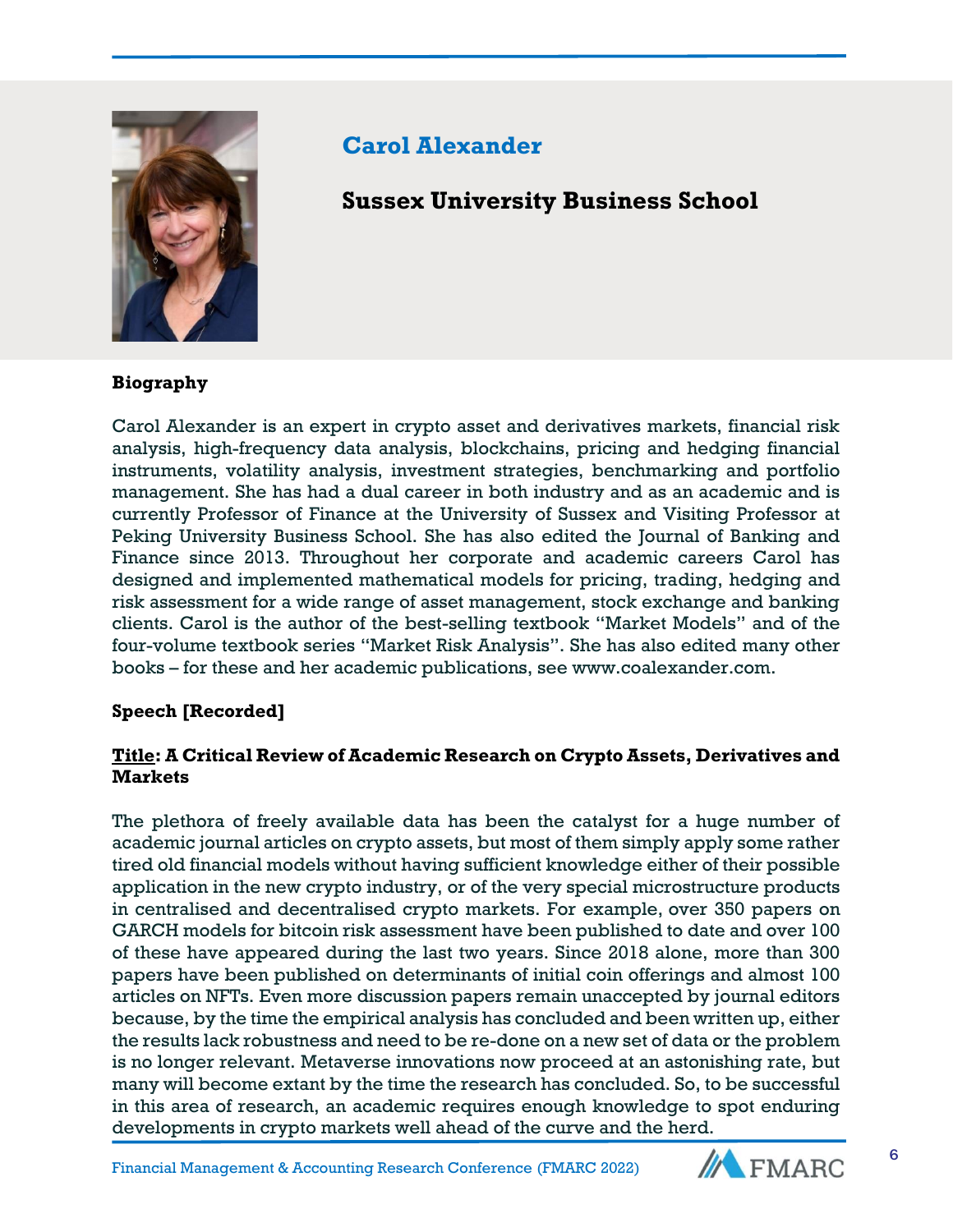## Carol Alexander

### Sussex University Business School

**Biography**

Carol Alexander is an expert in crypto asset and derivatives markets, financial risk analysis, high-frequency data analysis, blockchains, pricing and hedging financial instruments, volatility analysis, investment strategies, benchmarking and portfolio management. She has had a dual career in both industry and as an academic and is currently Professor of Finance at the University of Sussex and Visiting Professor at Peking University Business School. She has also edited the Journal of Banking and Finance since 2013. Throughout her corporate and academic careers Carol has designed and implemented mathematical models for pricing, trading, hedging and risk assessment for a wide range of asset management, stock exchange and banking clients. Carol is the author of the best-selling textbook "Market Models" and of the four-volume textbook series "Market Risk Analysis". She has also edited many other books – for these and her academic publications, see www.coalexander.com.

**Speech [Recorded]**

**<u>Title</u>: A Critical Review of Academic Research on Crypto Assets, Derivatives and Markets**

The plethora of freely available data has been the catalyst for a huge number of academic journal articles on crypto assets, but most of them simply apply some rather tired old financial models without having sufficient knowledge either of their possible application in the new crypto industry, or of the very special microstructure products in centralised and decentralised crypto markets. For example, over 350 papers on GARCH models for bitcoin risk assessment have been published to date and over 100 of these have appeared during the last two years. Since 2018 alone, more than 300 papers have been published on determinants of initial coin offerings and almost 100 articles on NFTs. Even more discussion papers remain unaccepted by journal editors because, by the time the empirical analysis has concluded and been written up, either the results lack robustness and need to be re-done on a new set of data or the problem is no longer relevant. Metaverse innovations now proceed at an astonishing rate, but many will become extant by the time the research has concluded. So, to be successful in this area of research, an academic requires enough knowledge to spot enduring developments in crypto markets well ahead of the curve and the herd.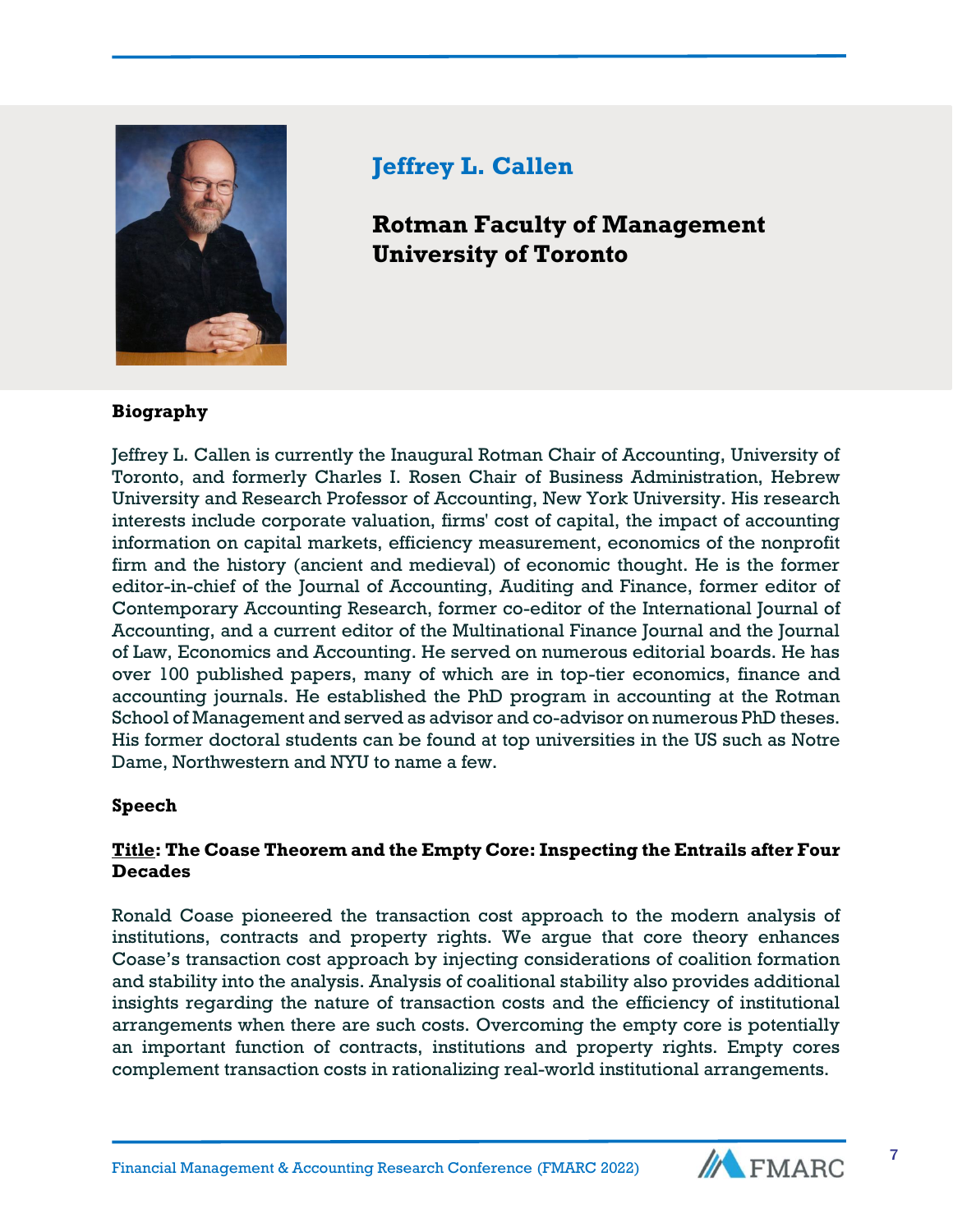## Jeffrey L. Callen

### Rotman Faculty of Management
### University of Toronto

**Biography**

Jeffrey L. Callen is currently the Inaugural Rotman Chair of Accounting, University of Toronto, and formerly Charles I. Rosen Chair of Business Administration, Hebrew University and Research Professor of Accounting, New York University. His research interests include corporate valuation, firms' cost of capital, the impact of accounting information on capital markets, efficiency measurement, economics of the nonprofit firm and the history (ancient and medieval) of economic thought. He is the former editor-in-chief of the Journal of Accounting, Auditing and Finance, former editor of Contemporary Accounting Research, former co-editor of the International Journal of Accounting, and a current editor of the Multinational Finance Journal and the Journal of Law, Economics and Accounting. He served on numerous editorial boards. He has over 100 published papers, many of which are in top-tier economics, finance and accounting journals. He established the PhD program in accounting at the Rotman School of Management and served as advisor and co-advisor on numerous PhD theses. His former doctoral students can be found at top universities in the US such as Notre Dame, Northwestern and NYU to name a few.

**Speech**

**Title: The Coase Theorem and the Empty Core: Inspecting the Entrails after Four Decades**

Ronald Coase pioneered the transaction cost approach to the modern analysis of institutions, contracts and property rights. We argue that core theory enhances Coase's transaction cost approach by injecting considerations of coalition formation and stability into the analysis. Analysis of coalitional stability also provides additional insights regarding the nature of transaction costs and the efficiency of institutional arrangements when there are such costs. Overcoming the empty core is potentially an important function of contracts, institutions and property rights. Empty cores complement transaction costs in rationalizing real-world institutional arrangements.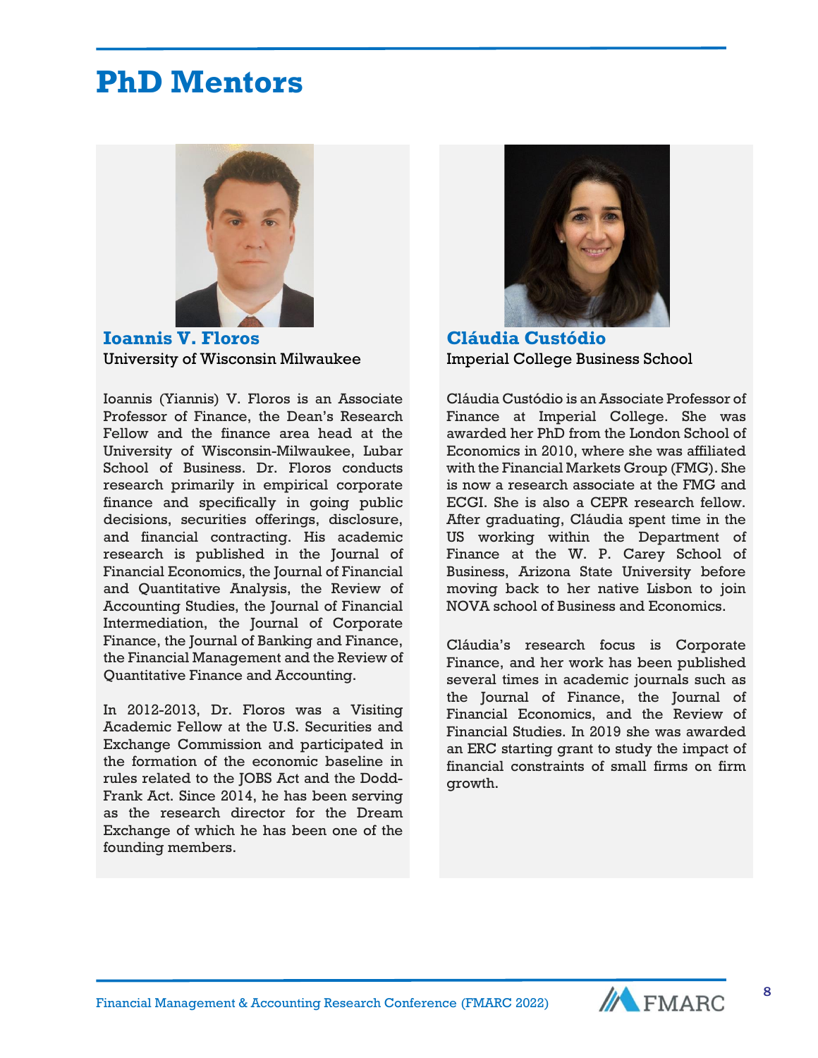# PhD Mentors

## Ioannis V. Floros

University of Wisconsin Milwaukee

Ioannis (Yiannis) V. Floros is an Associate Professor of Finance, the Dean's Research Fellow and the finance area head at the University of Wisconsin-Milwaukee, Lubar School of Business. Dr. Floros conducts research primarily in empirical corporate finance and specifically in going public decisions, securities offerings, disclosure, and financial contracting. His academic research is published in the Journal of Financial Economics, the Journal of Financial and Quantitative Analysis, the Review of Accounting Studies, the Journal of Financial Intermediation, the Journal of Corporate Finance, the Journal of Banking and Finance, the Financial Management and the Review of Quantitative Finance and Accounting.

In 2012-2013, Dr. Floros was a Visiting Academic Fellow at the U.S. Securities and Exchange Commission and participated in the formation of the economic baseline in rules related to the JOBS Act and the Dodd-Frank Act. Since 2014, he has been serving as the research director for the Dream Exchange of which he has been one of the founding members.

## Cláudia Custódio

Imperial College Business School

Cláudia Custódio is an Associate Professor of Finance at Imperial College. She was awarded her PhD from the London School of Economics in 2010, where she was affiliated with the Financial Markets Group (FMG). She is now a research associate at the FMG and ECGI. She is also a CEPR research fellow. After graduating, Cláudia spent time in the US working within the Department of Finance at the W. P. Carey School of Business, Arizona State University before moving back to her native Lisbon to join NOVA school of Business and Economics.

Cláudia's research focus is Corporate Finance, and her work has been published several times in academic journals such as the Journal of Finance, the Journal of Financial Economics, and the Review of Financial Studies. In 2019 she was awarded an ERC starting grant to study the impact of financial constraints of small firms on firm growth.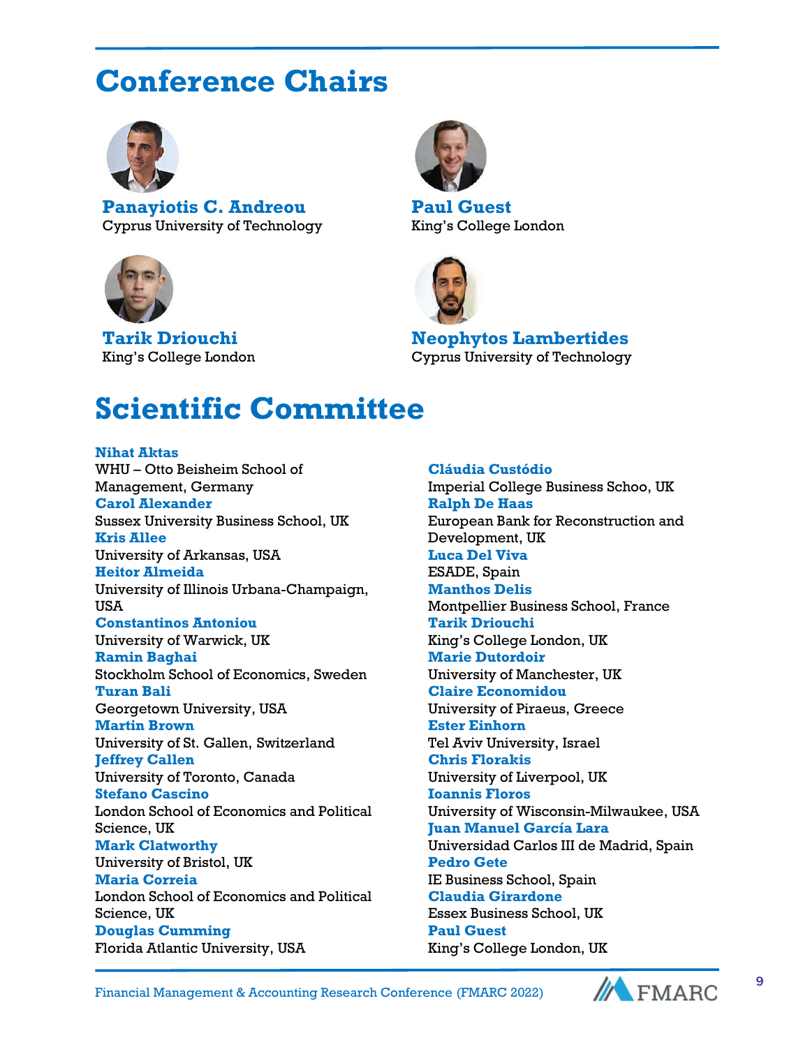# Conference Chairs

**Panayiotis C. Andreou**
Cyprus University of Technology

**Paul Guest**
King's College London

**Tarik Driouchi**
King's College London

**Neophytos Lambertides**
Cyprus University of Technology

# Scientific Committee

**Nihat Aktas**
WHU – Otto Beisheim School of Management, Germany

**Carol Alexander**
Sussex University Business School, UK

**Kris Allee**
University of Arkansas, USA

**Heitor Almeida**
University of Illinois Urbana-Champaign, USA

**Constantinos Antoniou**
University of Warwick, UK

**Ramin Baghai**
Stockholm School of Economics, Sweden

**Turan Bali**
Georgetown University, USA

**Martin Brown**
University of St. Gallen, Switzerland

**Jeffrey Callen**
University of Toronto, Canada

**Stefano Cascino**
London School of Economics and Political Science, UK

**Mark Clatworthy**
University of Bristol, UK

**Maria Correia**
London School of Economics and Political Science, UK

**Douglas Cumming**
Florida Atlantic University, USA

**Cláudia Custódio**
Imperial College Business Schoo, UK

**Ralph De Haas**
European Bank for Reconstruction and Development, UK

**Luca Del Viva**
ESADE, Spain

**Manthos Delis**
Montpellier Business School, France

**Tarik Driouchi**
King's College London, UK

**Marie Dutordoir**
University of Manchester, UK

**Claire Economidou**
University of Piraeus, Greece

**Ester Einhorn**
Tel Aviv University, Israel

**Chris Florakis**
University of Liverpool, UK

**Ioannis Floros**
University of Wisconsin-Milwaukee, USA

**Juan Manuel García Lara**
Universidad Carlos III de Madrid, Spain

**Pedro Gete**
IE Business School, Spain

**Claudia Girardone**
Essex Business School, UK

**Paul Guest**
King's College London, UK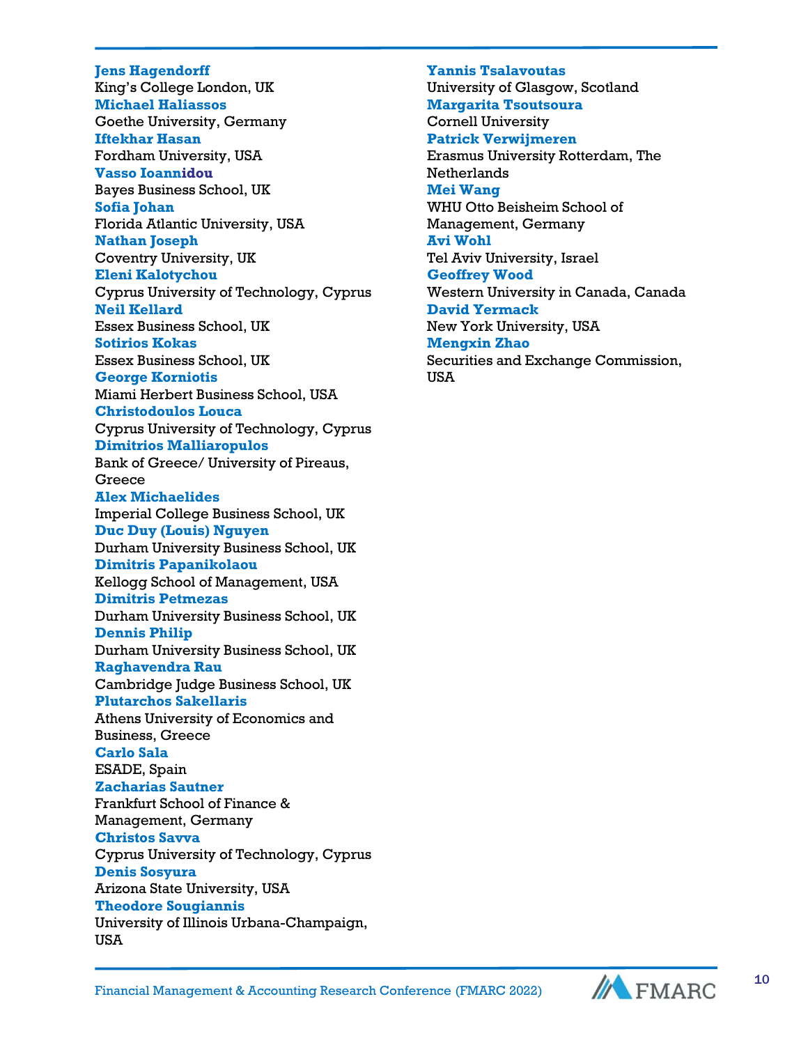**Jens Hagendorff**
King's College London, UK
**Michael Haliassos**
Goethe University, Germany
**Iftekhar Hasan**
Fordham University, USA
**Vasso Ioannidou**
Bayes Business School, UK
**Sofia Johan**
Florida Atlantic University, USA
**Nathan Joseph**
Coventry University, UK
**Eleni Kalotychou**
Cyprus University of Technology, Cyprus
**Neil Kellard**
Essex Business School, UK
**Sotirios Kokas**
Essex Business School, UK
**George Korniotis**
Miami Herbert Business School, USA
**Christodoulos Louca**
Cyprus University of Technology, Cyprus
**Dimitrios Malliaropulos**
Bank of Greece/ University of Pireaus, Greece
**Alex Michaelides**
Imperial College Business School, UK
**Duc Duy (Louis) Nguyen**
Durham University Business School, UK
**Dimitris Papanikolaou**
Kellogg School of Management, USA
**Dimitris Petmezas**
Durham University Business School, UK
**Dennis Philip**
Durham University Business School, UK
**Raghavendra Rau**
Cambridge Judge Business School, UK
**Plutarchos Sakellaris**
Athens University of Economics and Business, Greece
**Carlo Sala**
ESADE, Spain
**Zacharias Sautner**
Frankfurt School of Finance & Management, Germany
**Christos Savva**
Cyprus University of Technology, Cyprus
**Denis Sosyura**
Arizona State University, USA
**Theodore Sougiannis**
University of Illinois Urbana-Champaign, USA
**Yannis Tsalavoutas**
University of Glasgow, Scotland
**Margarita Tsoutsoura**
Cornell University
**Patrick Verwijmeren**
Erasmus University Rotterdam, The Netherlands
**Mei Wang**
WHU Otto Beisheim School of Management, Germany
**Avi Wohl**
Tel Aviv University, Israel
**Geoffrey Wood**
Western University in Canada, Canada
**David Yermack**
New York University, USA
**Mengxin Zhao**
Securities and Exchange Commission, USA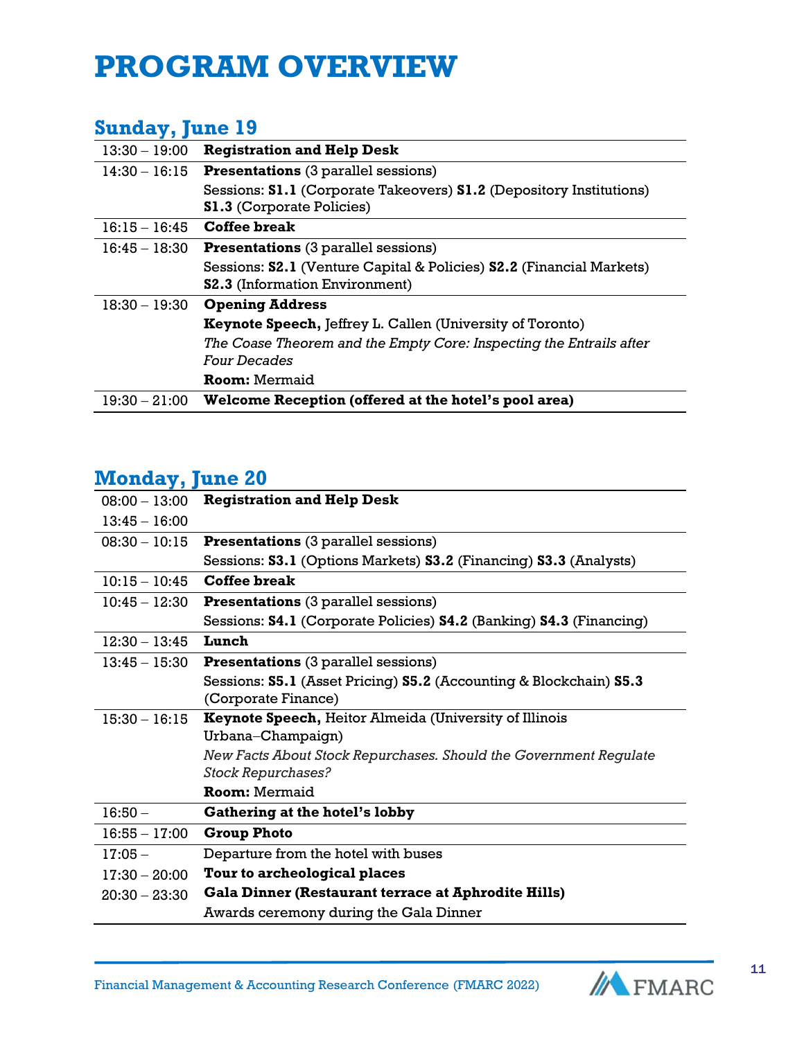# PROGRAM OVERVIEW

## Sunday, June 19

| | |
|---|---|
| 13:30 – 19:00 | **Registration and Help Desk** |
| 14:30 – 16:15 | **Presentations** (3 parallel sessions)<br>Sessions: **S1.1** (Corporate Takeovers) **S1.2** (Depository Institutions) **S1.3** (Corporate Policies) |
| 16:15 – 16:45 | **Coffee break** |
| 16:45 – 18:30 | **Presentations** (3 parallel sessions)<br>Sessions: **S2.1** (Venture Capital & Policies) **S2.2** (Financial Markets) **S2.3** (Information Environment) |
| 18:30 – 19:30 | **Opening Address**<br>**Keynote Speech,** Jeffrey L. Callen (University of Toronto)<br>*The Coase Theorem and the Empty Core: Inspecting the Entrails after Four Decades*<br>**Room:** Mermaid |
| 19:30 – 21:00 | **Welcome Reception (offered at the hotel's pool area)** |

## Monday, June 20

| | |
|---|---|
| 08:00 – 13:00<br>13:45 – 16:00 | **Registration and Help Desk** |
| 08:30 – 10:15 | **Presentations** (3 parallel sessions)<br>Sessions: **S3.1** (Options Markets) **S3.2** (Financing) **S3.3** (Analysts) |
| 10:15 – 10:45 | **Coffee break** |
| 10:45 – 12:30 | **Presentations** (3 parallel sessions)<br>Sessions: **S4.1** (Corporate Policies) **S4.2** (Banking) **S4.3** (Financing) |
| 12:30 – 13:45 | **Lunch** |
| 13:45 – 15:30 | **Presentations** (3 parallel sessions)<br>Sessions: **S5.1** (Asset Pricing) **S5.2** (Accounting & Blockchain) **S5.3** (Corporate Finance) |
| 15:30 – 16:15 | **Keynote Speech,** Heitor Almeida (University of Illinois Urbana–Champaign)<br>*New Facts About Stock Repurchases. Should the Government Regulate Stock Repurchases?*<br>**Room:** Mermaid |
| 16:50 – | **Gathering at the hotel's lobby** |
| 16:55 – 17:00 | **Group Photo** |
| 17:05 – | Departure from the hotel with buses |
| 17:30 – 20:00 | **Tour to archeological places** |
| 20:30 – 23:30 | **Gala Dinner (Restaurant terrace at Aphrodite Hills)**<br>Awards ceremony during the Gala Dinner |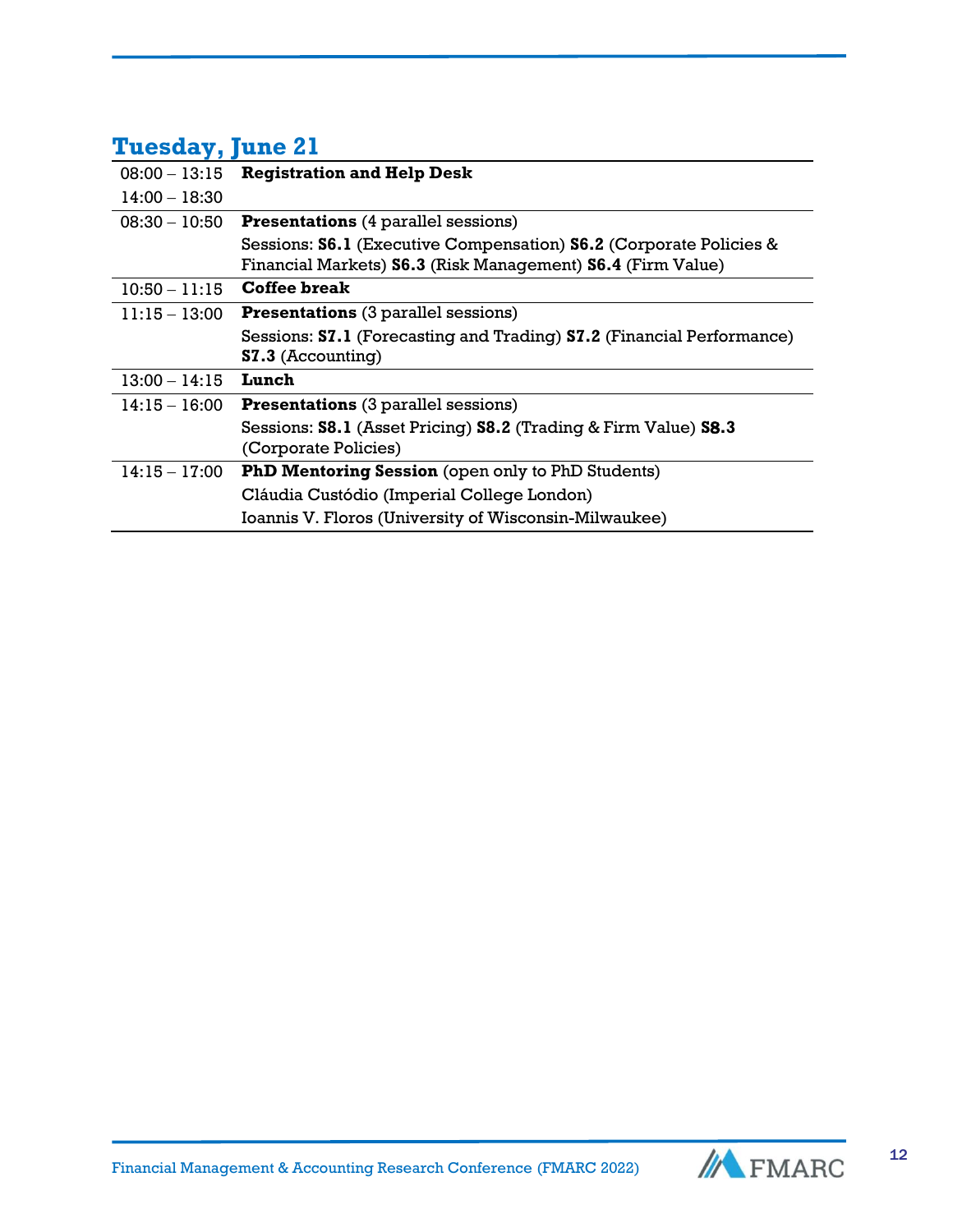## Tuesday, June 21

| | |
|---|---|
| 08:00 – 13:15<br>14:00 – 18:30 | **Registration and Help Desk** |
| 08:30 – 10:50 | **Presentations** (4 parallel sessions)<br>Sessions: **S6.1** (Executive Compensation) **S6.2** (Corporate Policies & Financial Markets) **S6.3** (Risk Management) **S6.4** (Firm Value) |
| 10:50 – 11:15 | **Coffee break** |
| 11:15 – 13:00 | **Presentations** (3 parallel sessions)<br>Sessions: **S7.1** (Forecasting and Trading) **S7.2** (Financial Performance) **S7.3** (Accounting) |
| 13:00 – 14:15 | **Lunch** |
| 14:15 – 16:00 | **Presentations** (3 parallel sessions)<br>Sessions: **S8.1** (Asset Pricing) **S8.2** (Trading & Firm Value) **S8.3** (Corporate Policies) |
| 14:15 – 17:00 | **PhD Mentoring Session** (open only to PhD Students)<br>Cláudia Custódio (Imperial College London)<br>Ioannis V. Floros (University of Wisconsin-Milwaukee) |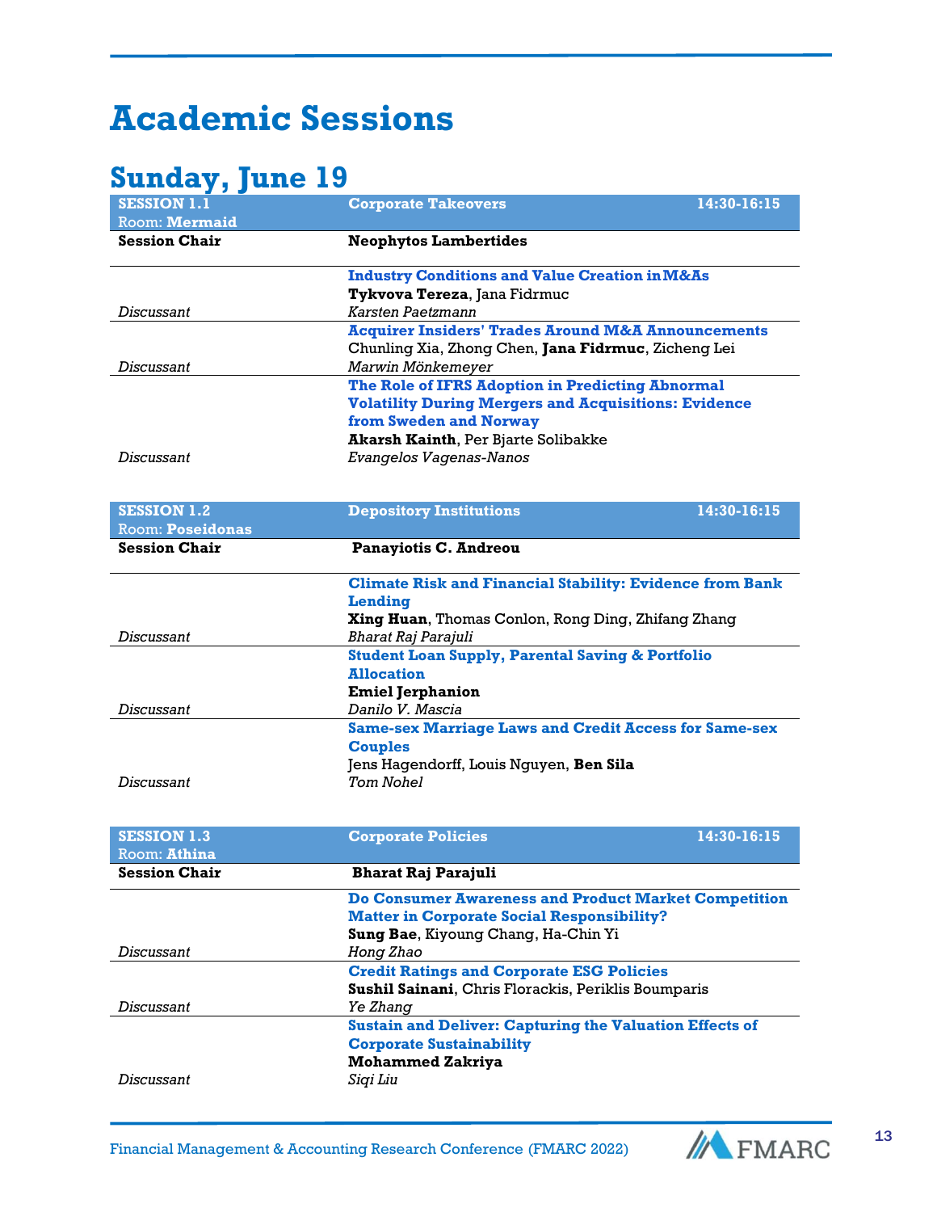# Academic Sessions

## Sunday, June 19

| **SESSION 1.1** Room: **Mermaid** | **Corporate Takeovers** | **14:30-16:15** |
|---|---|---|
| **Session Chair** | **Neophytos Lambertides** | |
| | **Industry Conditions and Value Creation in M&As** **Tykvova Tereza**, Jana Fidrmuc | |
| *Discussant* | *Karsten Paetzmann* | |
| | **Acquirer Insiders' Trades Around M&A Announcements** Chunling Xia, Zhong Chen, **Jana Fidrmuc**, Zicheng Lei | |
| *Discussant* | *Marwin Mönkemeyer* | |
| | **The Role of IFRS Adoption in Predicting Abnormal Volatility During Mergers and Acquisitions: Evidence from Sweden and Norway** **Akarsh Kainth**, Per Bjarte Solibakke | |
| *Discussant* | *Evangelos Vagenas-Nanos* | |

| **SESSION 1.2** Room: **Poseidonas** | **Depository Institutions** | **14:30-16:15** |
|---|---|---|
| **Session Chair** | **Panayiotis C. Andreou** | |
| | **Climate Risk and Financial Stability: Evidence from Bank Lending** **Xing Huan**, Thomas Conlon, Rong Ding, Zhifang Zhang | |
| *Discussant* | *Bharat Raj Parajuli* | |
| | **Student Loan Supply, Parental Saving & Portfolio Allocation** **Emiel Jerphanion** | |
| *Discussant* | *Danilo V. Mascia* | |
| | **Same-sex Marriage Laws and Credit Access for Same-sex Couples** Jens Hagendorff, Louis Nguyen, **Ben Sila** | |
| *Discussant* | *Tom Nohel* | |

| **SESSION 1.3** Room: **Athina** | **Corporate Policies** | **14:30-16:15** |
|---|---|---|
| **Session Chair** | **Bharat Raj Parajuli** | |
| | **Do Consumer Awareness and Product Market Competition Matter in Corporate Social Responsibility?** **Sung Bae**, Kiyoung Chang, Ha-Chin Yi | |
| *Discussant* | *Hong Zhao* | |
| | **Credit Ratings and Corporate ESG Policies** **Sushil Sainani**, Chris Florackis, Periklis Boumparis | |
| *Discussant* | *Ye Zhang* | |
| | **Sustain and Deliver: Capturing the Valuation Effects of Corporate Sustainability** **Mohammed Zakriya** | |
| *Discussant* | *Siqi Liu* | |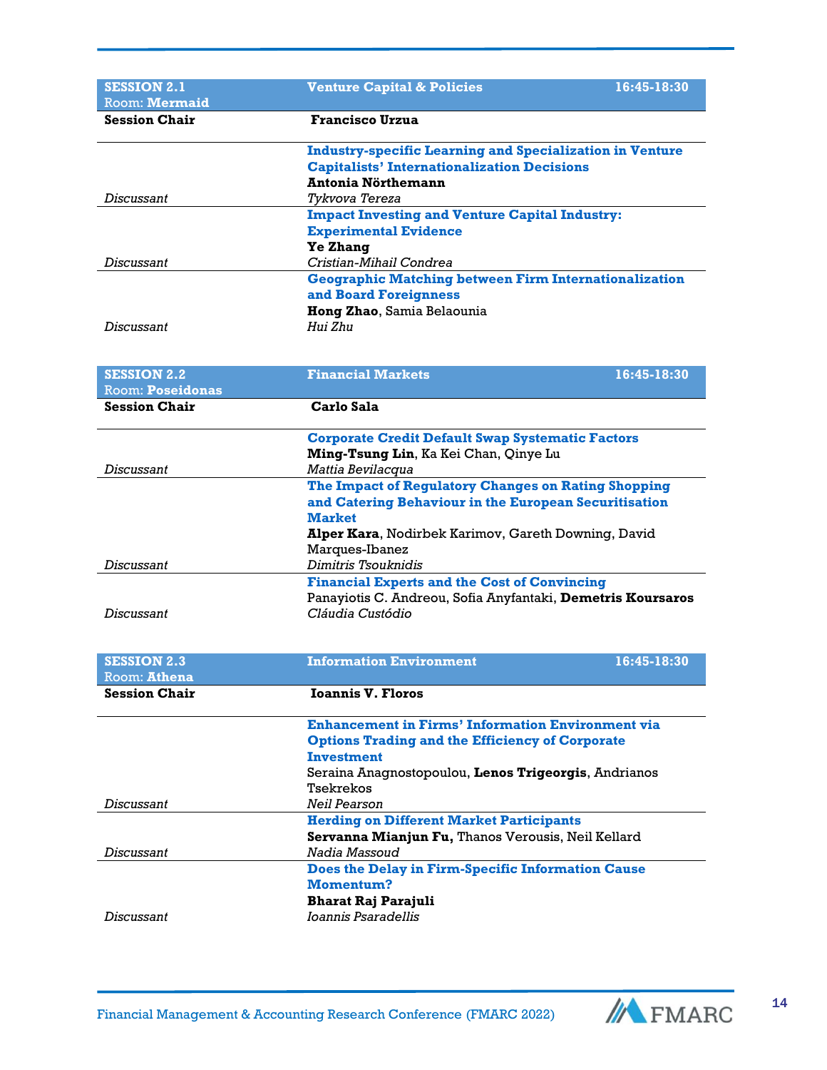| **SESSION 2.1**<br>Room: **Mermaid** | **Venture Capital & Policies** | **16:45-18:30** |
|---|---|---|
| **Session Chair** | **Francisco Urzua** | |
| | **Industry-specific Learning and Specialization in Venture Capitalists' Internationalization Decisions**<br>**Antonia Nörthemann** | |
| *Discussant* | *Tykvova Tereza* | |
| | **Impact Investing and Venture Capital Industry: Experimental Evidence**<br>**Ye Zhang** | |
| *Discussant* | *Cristian-Mihail Condrea* | |
| | **Geographic Matching between Firm Internationalization and Board Foreignness**<br>**Hong Zhao**, Samia Belaounia | |
| *Discussant* | *Hui Zhu* | |

| **SESSION 2.2**<br>Room: **Poseidonas** | **Financial Markets** | **16:45-18:30** |
|---|---|---|
| **Session Chair** | **Carlo Sala** | |
| | **Corporate Credit Default Swap Systematic Factors**<br>**Ming-Tsung Lin**, Ka Kei Chan, Qinye Lu | |
| *Discussant* | *Mattia Bevilacqua* | |
| | **The Impact of Regulatory Changes on Rating Shopping and Catering Behaviour in the European Securitisation Market**<br>**Alper Kara**, Nodirbek Karimov, Gareth Downing, David Marques-Ibanez | |
| *Discussant* | *Dimitris Tsouknidis* | |
| | **Financial Experts and the Cost of Convincing**<br>Panayiotis C. Andreou, Sofia Anyfantaki, **Demetris Koursaros** | |
| *Discussant* | *Cláudia Custódio* | |

| **SESSION 2.3**<br>Room: **Athena** | **Information Environment** | **16:45-18:30** |
|---|---|---|
| **Session Chair** | **Ioannis V. Floros** | |
| | **Enhancement in Firms' Information Environment via Options Trading and the Efficiency of Corporate Investment**<br>Seraina Anagnostopoulou, **Lenos Trigeorgis**, Andrianos Tsekrekos | |
| *Discussant* | *Neil Pearson* | |
| | **Herding on Different Market Participants**<br>**Servanna Mianjun Fu,** Thanos Verousis, Neil Kellard | |
| *Discussant* | *Nadia Massoud* | |
| | **Does the Delay in Firm-Specific Information Cause Momentum?**<br>**Bharat Raj Parajuli** | |
| *Discussant* | *Ioannis Psaradellis* | |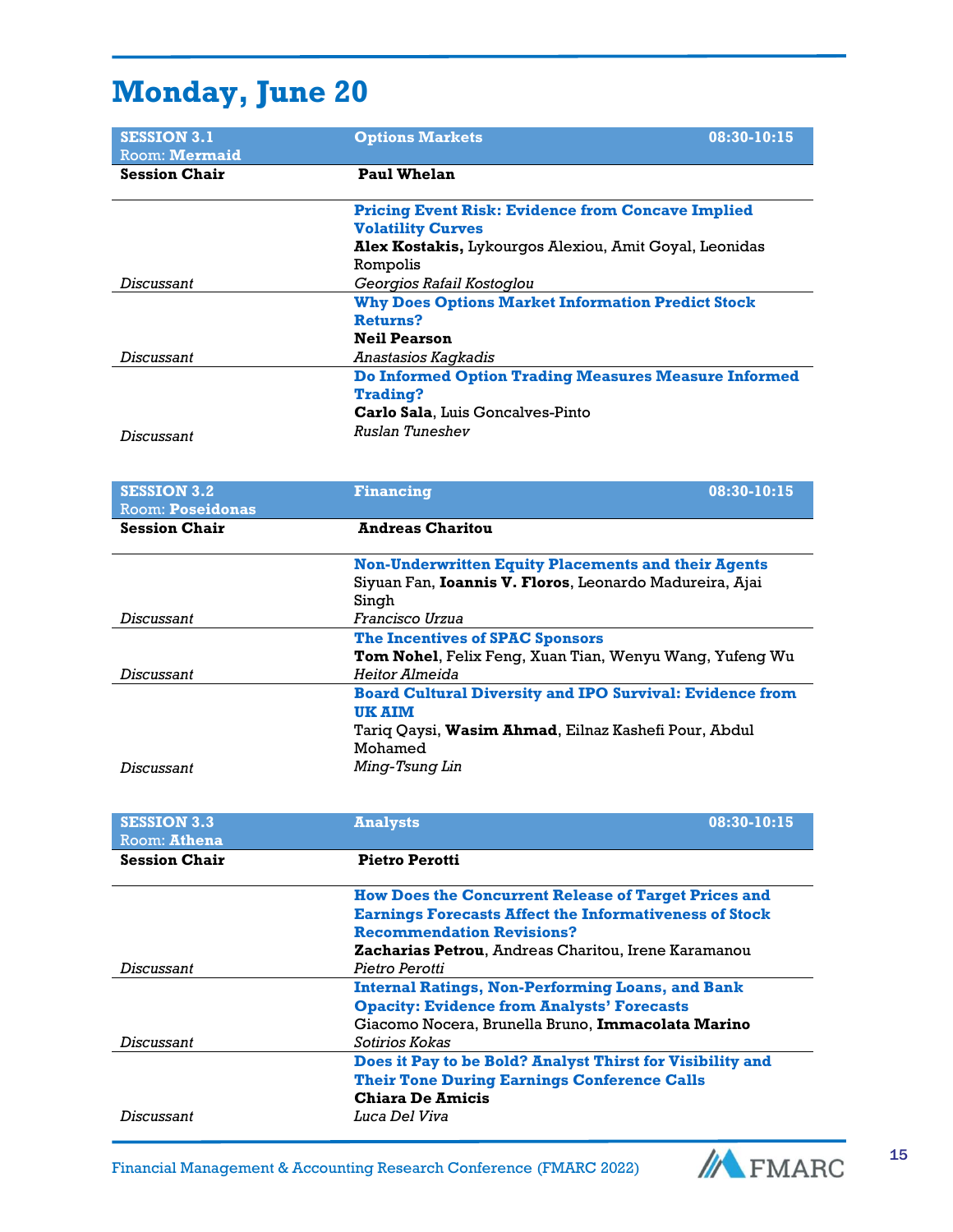# Monday, June 20

| SESSION 3.1<br>Room: **Mermaid** | **Options Markets** | **08:30-10:15** |
|---|---|---|
| **Session Chair** | **Paul Whelan** | |
| | **Pricing Event Risk: Evidence from Concave Implied Volatility Curves**<br>**Alex Kostakis,** Lykourgos Alexiou, Amit Goyal, Leonidas Rompolis | |
| *Discussant* | *Georgios Rafail Kostoglou* | |
| | **Why Does Options Market Information Predict Stock Returns?**<br>**Neil Pearson** | |
| *Discussant* | *Anastasios Kagkadis* | |
| | **Do Informed Option Trading Measures Measure Informed Trading?**<br>**Carlo Sala**, Luis Goncalves-Pinto | |
| *Discussant* | *Ruslan Tuneshev* | |

| SESSION 3.2<br>Room: **Poseidonas** | **Financing** | **08:30-10:15** |
|---|---|---|
| **Session Chair** | **Andreas Charitou** | |
| | **Non-Underwritten Equity Placements and their Agents**<br>Siyuan Fan, **Ioannis V. Floros**, Leonardo Madureira, Ajai Singh | |
| *Discussant* | *Francisco Urzua* | |
| | **The Incentives of SPAC Sponsors**<br>**Tom Nohel**, Felix Feng, Xuan Tian, Wenyu Wang, Yufeng Wu | |
| *Discussant* | *Heitor Almeida* | |
| | **Board Cultural Diversity and IPO Survival: Evidence from UK AIM**<br>Tariq Qaysi, **Wasim Ahmad**, Eilnaz Kashefi Pour, Abdul Mohamed | |
| *Discussant* | *Ming-Tsung Lin* | |

| SESSION 3.3<br>Room: **Athena** | **Analysts** | **08:30-10:15** |
|---|---|---|
| **Session Chair** | **Pietro Perotti** | |
| | **How Does the Concurrent Release of Target Prices and Earnings Forecasts Affect the Informativeness of Stock Recommendation Revisions?**<br>**Zacharias Petrou**, Andreas Charitou, Irene Karamanou | |
| *Discussant* | *Pietro Perotti* | |
| | **Internal Ratings, Non-Performing Loans, and Bank Opacity: Evidence from Analysts' Forecasts**<br>Giacomo Nocera, Brunella Bruno, **Immacolata Marino** | |
| *Discussant* | *Sotirios Kokas* | |
| | **Does it Pay to be Bold? Analyst Thirst for Visibility and Their Tone During Earnings Conference Calls**<br>**Chiara De Amicis** | |
| *Discussant* | *Luca Del Viva* | |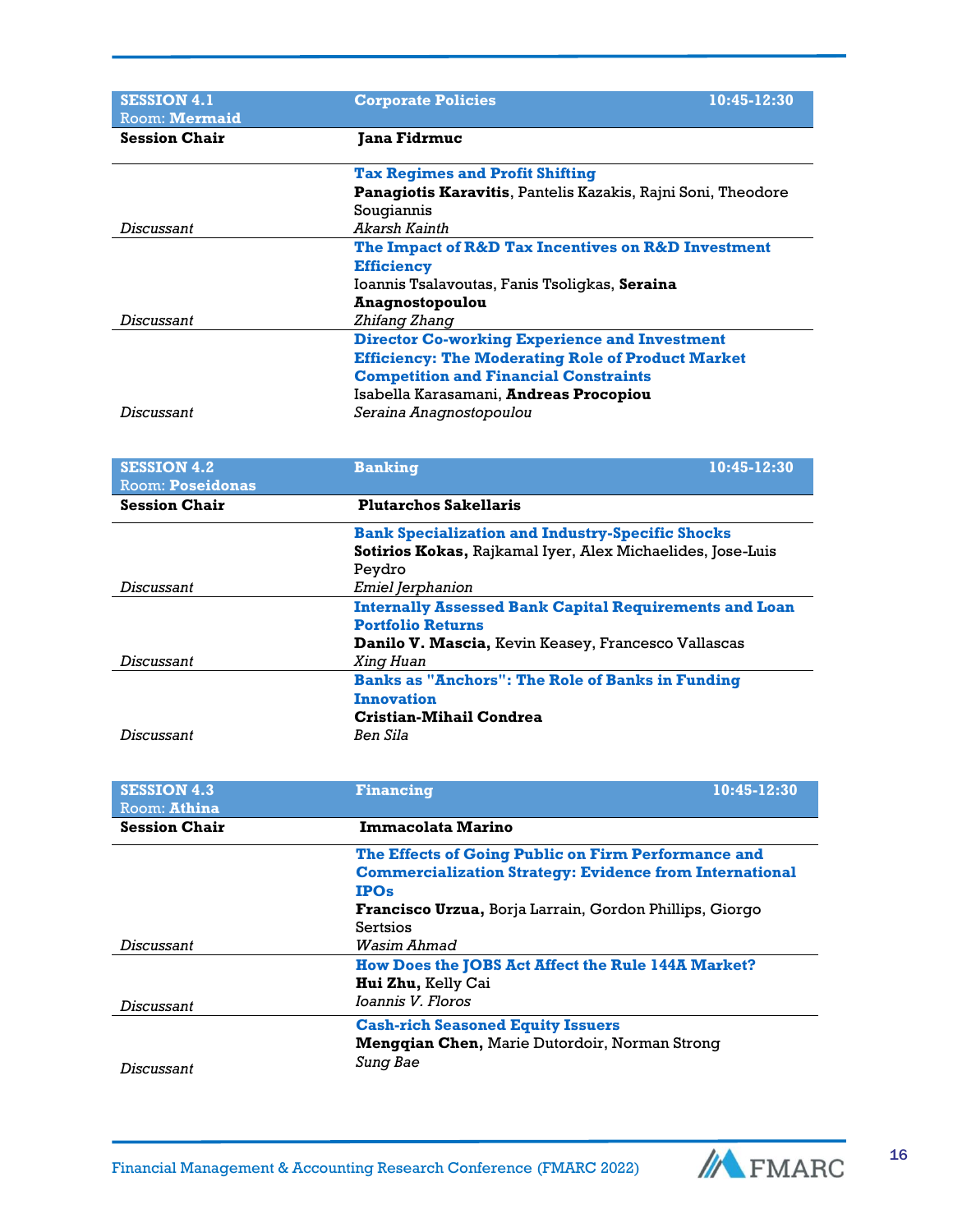| SESSION 4.1<br>Room: **Mermaid** | **Corporate Policies** | **10:45-12:30** |
|---|---|---|
| **Session Chair** | **Jana Fidrmuc** | |
| | **Tax Regimes and Profit Shifting**<br>**Panagiotis Karavitis**, Pantelis Kazakis, Rajni Soni, Theodore Sougiannis | |
| *Discussant* | *Akarsh Kainth* | |
| | **The Impact of R&D Tax Incentives on R&D Investment Efficiency**<br>Ioannis Tsalavoutas, Fanis Tsoligkas, **Seraina Anagnostopoulou** | |
| *Discussant* | *Zhifang Zhang* | |
| | **Director Co-working Experience and Investment Efficiency: The Moderating Role of Product Market Competition and Financial Constraints**<br>Isabella Karasamani, **Andreas Procopiou** | |
| *Discussant* | *Seraina Anagnostopoulou* | |

| SESSION 4.2<br>Room: **Poseidonas** | **Banking** | **10:45-12:30** |
|---|---|---|
| **Session Chair** | **Plutarchos Sakellaris** | |
| | **Bank Specialization and Industry-Specific Shocks**<br>**Sotirios Kokas,** Rajkamal Iyer, Alex Michaelides, Jose-Luis Peydro | |
| *Discussant* | *Emiel Jerphanion* | |
| | **Internally Assessed Bank Capital Requirements and Loan Portfolio Returns**<br>**Danilo V. Mascia,** Kevin Keasey, Francesco Vallascas | |
| *Discussant* | *Xing Huan* | |
| | **Banks as "Anchors": The Role of Banks in Funding Innovation**<br>**Cristian-Mihail Condrea** | |
| *Discussant* | *Ben Sila* | |

| SESSION 4.3<br>Room: **Athina** | **Financing** | **10:45-12:30** |
|---|---|---|
| **Session Chair** | **Immacolata Marino** | |
| | **The Effects of Going Public on Firm Performance and Commercialization Strategy: Evidence from International IPOs**<br>**Francisco Urzua,** Borja Larrain, Gordon Phillips, Giorgo Sertsios | |
| *Discussant* | *Wasim Ahmad* | |
| | **How Does the JOBS Act Affect the Rule 144A Market?**<br>**Hui Zhu,** Kelly Cai | |
| *Discussant* | *Ioannis V. Floros* | |
| | **Cash-rich Seasoned Equity Issuers**<br>**Mengqian Chen,** Marie Dutordoir, Norman Strong | |
| *Discussant* | *Sung Bae* | |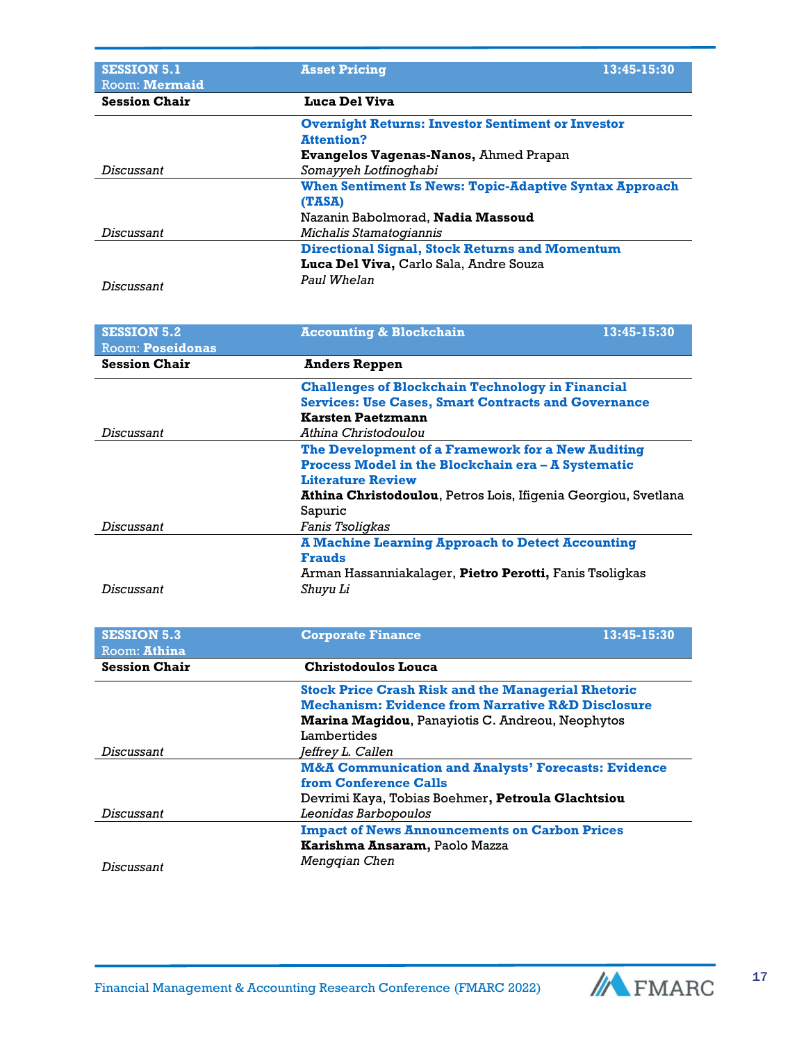| SESSION 5.1 Room: **Mermaid** | **Asset Pricing** | **13:45-15:30** |
|---|---|---|
| **Session Chair** | **Luca Del Viva** | |
| *Discussant* | **Overnight Returns: Investor Sentiment or Investor Attention?** **Evangelos Vagenas-Nanos,** Ahmed Prapan *Somayyeh Lotfinoghabi* | |
| *Discussant* | **When Sentiment Is News: Topic-Adaptive Syntax Approach (TASA)** Nazanin Babolmorad, **Nadia Massoud** *Michalis Stamatogiannis* | |
| *Discussant* | **Directional Signal, Stock Returns and Momentum** **Luca Del Viva,** Carlo Sala, Andre Souza *Paul Whelan* | |

| SESSION 5.2 Room: **Poseidonas** | **Accounting & Blockchain** | **13:45-15:30** |
|---|---|---|
| **Session Chair** | **Anders Reppen** | |
| *Discussant* | **Challenges of Blockchain Technology in Financial Services: Use Cases, Smart Contracts and Governance** **Karsten Paetzmann** *Athina Christodoulou* | |
| *Discussant* | **The Development of a Framework for a New Auditing Process Model in the Blockchain era – A Systematic Literature Review** **Athina Christodoulou**, Petros Lois, Ifigenia Georgiou, Svetlana Sapuric *Fanis Tsoligkas* | |
| *Discussant* | **A Machine Learning Approach to Detect Accounting Frauds** Arman Hassanniakalager, **Pietro Perotti,** Fanis Tsoligkas *Shuyu Li* | |

| SESSION 5.3 Room: **Athina** | **Corporate Finance** | **13:45-15:30** |
|---|---|---|
| **Session Chair** | **Christodoulos Louca** | |
| *Discussant* | **Stock Price Crash Risk and the Managerial Rhetoric Mechanism: Evidence from Narrative R&D Disclosure** **Marina Magidou**, Panayiotis C. Andreou, Neophytos Lambertides *Jeffrey L. Callen* | |
| *Discussant* | **M&A Communication and Analysts' Forecasts: Evidence from Conference Calls** Devrimi Kaya, Tobias Boehmer**, Petroula Glachtsiou** *Leonidas Barbopoulos* | |
| *Discussant* | **Impact of News Announcements on Carbon Prices** **Karishma Ansaram,** Paolo Mazza *Mengqian Chen* | |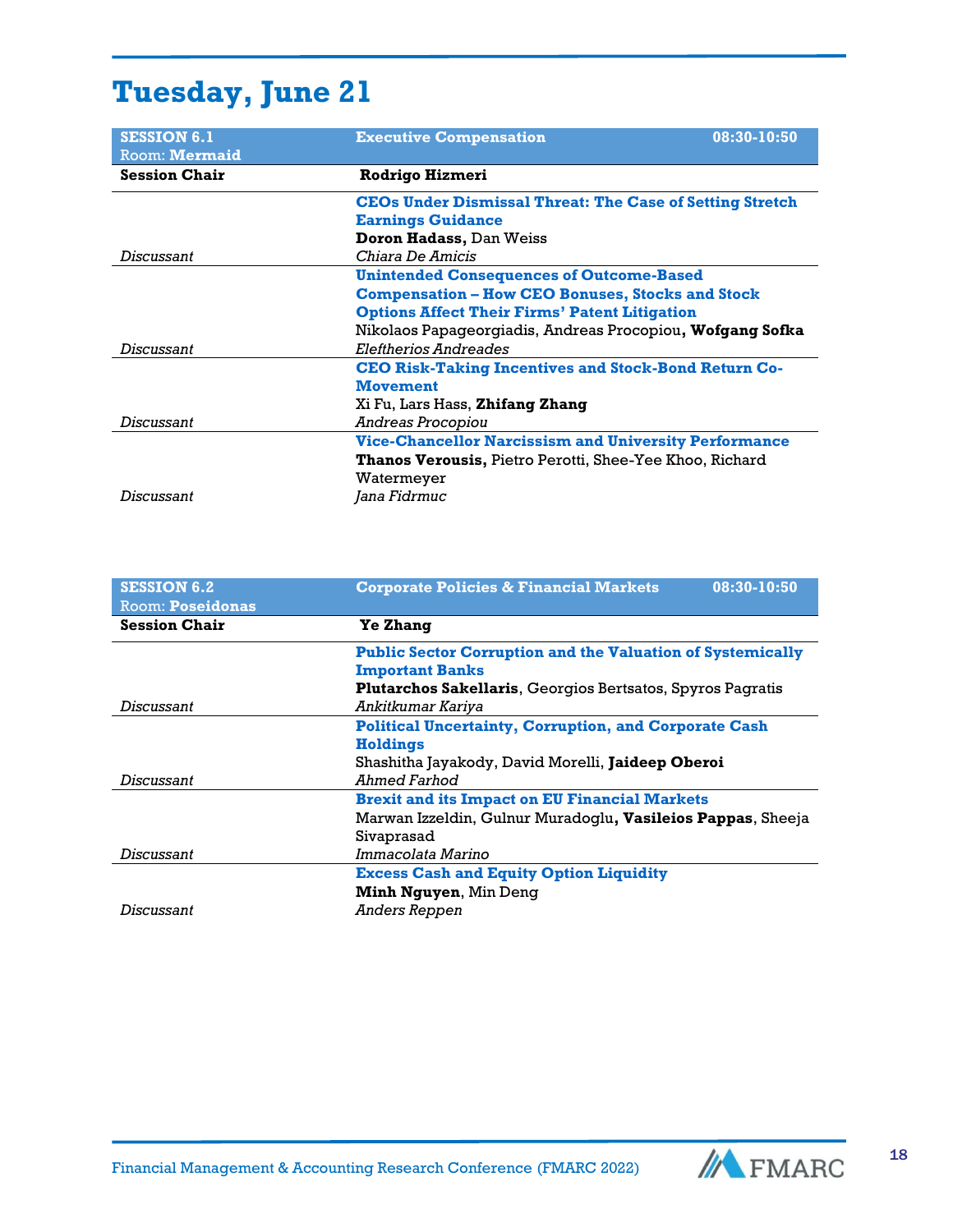# Tuesday, June 21

| **SESSION 6.1** Room: **Mermaid** | **Executive Compensation** | **08:30-10:50** |
|---|---|---|
| **Session Chair** | **Rodrigo Hizmeri** | |
| | **CEOs Under Dismissal Threat: The Case of Setting Stretch Earnings Guidance** <br> **Doron Hadass,** Dan Weiss | |
| *Discussant* | *Chiara De Amicis* | |
| | **Unintended Consequences of Outcome-Based Compensation – How CEO Bonuses, Stocks and Stock Options Affect Their Firms' Patent Litigation** <br> Nikolaos Papageorgiadis, Andreas Procopiou**, Wofgang Sofka** | |
| *Discussant* | *Eleftherios Andreades* | |
| | **CEO Risk-Taking Incentives and Stock-Bond Return Co-Movement** <br> Xi Fu, Lars Hass, **Zhifang Zhang** | |
| *Discussant* | *Andreas Procopiou* | |
| | **Vice-Chancellor Narcissism and University Performance** <br> **Thanos Verousis,** Pietro Perotti, Shee-Yee Khoo, Richard Watermeyer | |
| *Discussant* | *Jana Fidrmuc* | |

| **SESSION 6.2** Room: **Poseidonas** | **Corporate Policies & Financial Markets** | **08:30-10:50** |
|---|---|---|
| **Session Chair** | **Ye Zhang** | |
| | **Public Sector Corruption and the Valuation of Systemically Important Banks** <br> **Plutarchos Sakellaris**, Georgios Bertsatos, Spyros Pagratis | |
| *Discussant* | *Ankitkumar Kariya* | |
| | **Political Uncertainty, Corruption, and Corporate Cash Holdings** <br> Shashitha Jayakody, David Morelli, **Jaideep Oberoi** | |
| *Discussant* | *Ahmed Farhod* | |
| | **Brexit and its Impact on EU Financial Markets** <br> Marwan Izzeldin, Gulnur Muradoglu**, Vasileios Pappas**, Sheeja Sivaprasad | |
| *Discussant* | *Immacolata Marino* | |
| | **Excess Cash and Equity Option Liquidity** <br> **Minh Nguyen**, Min Deng | |
| *Discussant* | *Anders Reppen* | |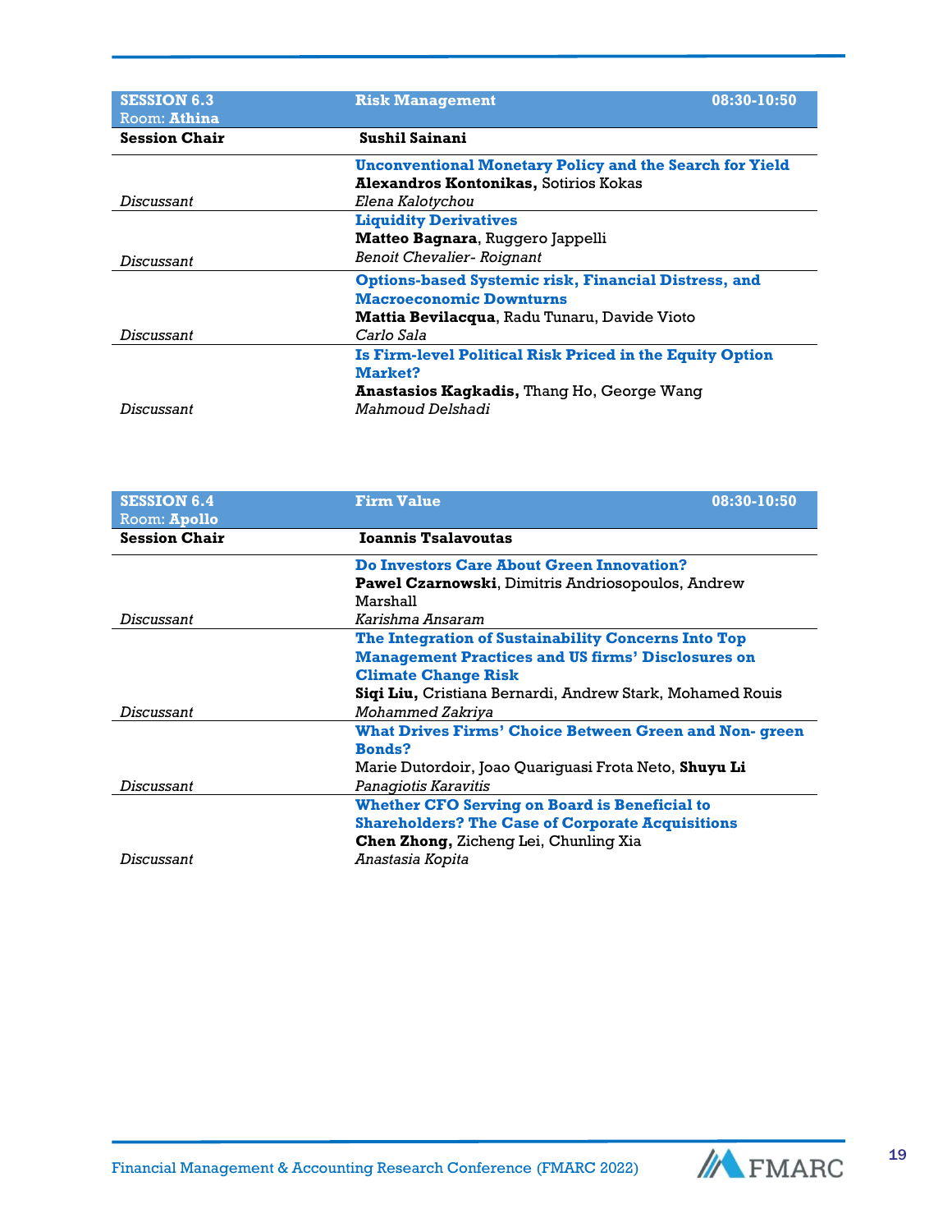| SESSION 6.3<br>Room: **Athina** | **Risk Management** | **08:30-10:50** |
|---|---|---|
| **Session Chair** | **Sushil Sainani** | |
| | **Unconventional Monetary Policy and the Search for Yield**<br>**Alexandros Kontonikas,** Sotirios Kokas | |
| *Discussant* | *Elena Kalotychou* | |
| | **Liquidity Derivatives**<br>**Matteo Bagnara**, Ruggero Jappelli | |
| *Discussant* | *Benoit Chevalier- Roignant* | |
| | **Options-based Systemic risk, Financial Distress, and Macroeconomic Downturns**<br>**Mattia Bevilacqua**, Radu Tunaru, Davide Vioto | |
| *Discussant* | *Carlo Sala* | |
| | **Is Firm-level Political Risk Priced in the Equity Option Market?**<br>**Anastasios Kagkadis,** Thang Ho, George Wang | |
| *Discussant* | *Mahmoud Delshadi* | |

| SESSION 6.4<br>Room: **Apollo** | **Firm Value** | **08:30-10:50** |
|---|---|---|
| **Session Chair** | **Ioannis Tsalavoutas** | |
| | **Do Investors Care About Green Innovation?**<br>**Pawel Czarnowski**, Dimitris Andriosopoulos, Andrew Marshall | |
| *Discussant* | *Karishma Ansaram* | |
| | **The Integration of Sustainability Concerns Into Top Management Practices and US firms' Disclosures on Climate Change Risk**<br>**Siqi Liu,** Cristiana Bernardi, Andrew Stark, Mohamed Rouis | |
| *Discussant* | *Mohammed Zakriya* | |
| | **What Drives Firms' Choice Between Green and Non- green Bonds?**<br>Marie Dutordoir, Joao Quariguasi Frota Neto, **Shuyu Li** | |
| *Discussant* | *Panagiotis Karavitis* | |
| | **Whether CFO Serving on Board is Beneficial to Shareholders? The Case of Corporate Acquisitions**<br>**Chen Zhong,** Zicheng Lei, Chunling Xia | |
| *Discussant* | *Anastasia Kopita* | |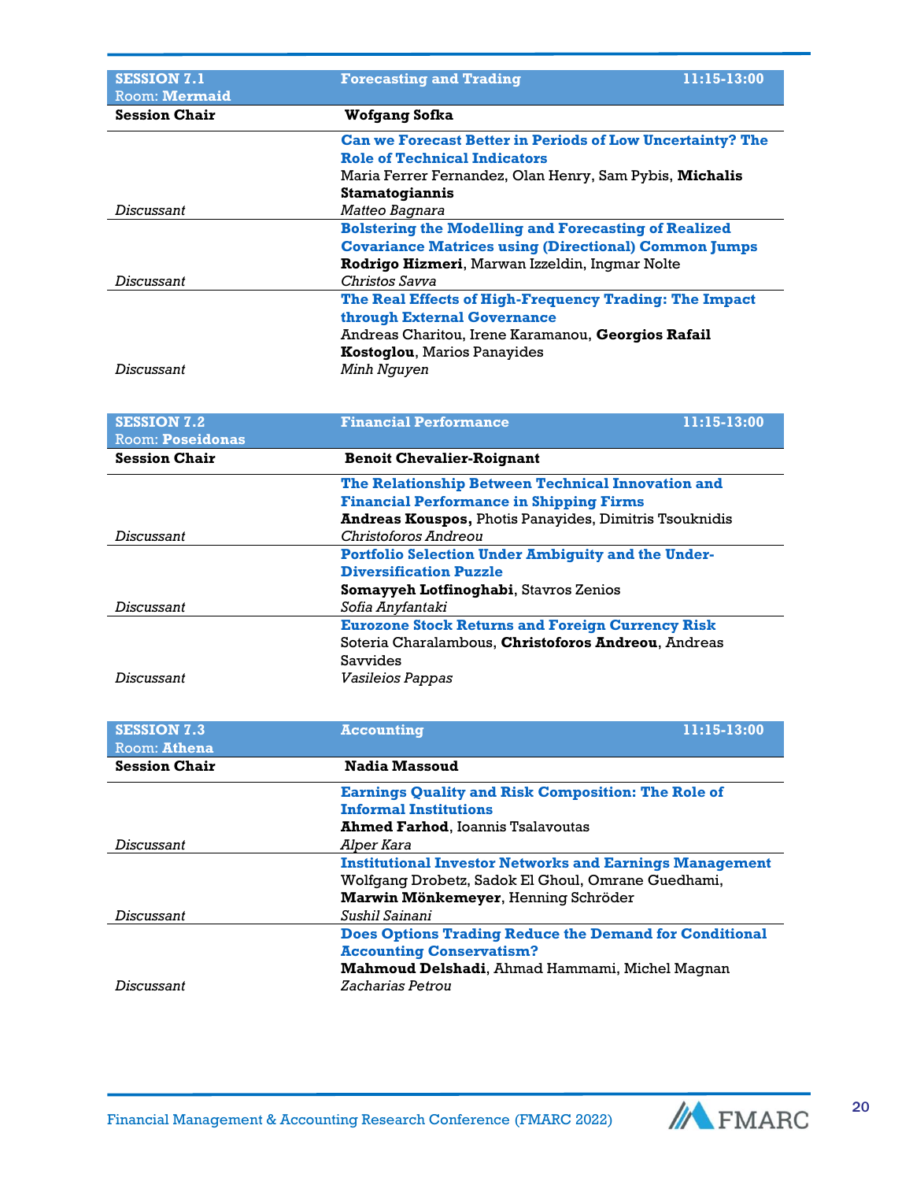| SESSION 7.1 Room: **Mermaid** | **Forecasting and Trading** | **11:15-13:00** |
|---|---|---|
| **Session Chair** | **Wofgang Sofka** | |
| | **Can we Forecast Better in Periods of Low Uncertainty? The Role of Technical Indicators** Maria Ferrer Fernandez, Olan Henry, Sam Pybis, **Michalis Stamatogiannis** | |
| *Discussant* | *Matteo Bagnara* | |
| | **Bolstering the Modelling and Forecasting of Realized Covariance Matrices using (Directional) Common Jumps** **Rodrigo Hizmeri**, Marwan Izzeldin, Ingmar Nolte | |
| *Discussant* | *Christos Savva* | |
| | **The Real Effects of High-Frequency Trading: The Impact through External Governance** Andreas Charitou, Irene Karamanou, **Georgios Rafail Kostoglou**, Marios Panayides | |
| *Discussant* | *Minh Nguyen* | |

| SESSION 7.2 Room: **Poseidonas** | **Financial Performance** | **11:15-13:00** |
|---|---|---|
| **Session Chair** | **Benoit Chevalier-Roignant** | |
| | **The Relationship Between Technical Innovation and Financial Performance in Shipping Firms** **Andreas Kouspos,** Photis Panayides, Dimitris Tsouknidis | |
| *Discussant* | *Christoforos Andreou* | |
| | **Portfolio Selection Under Ambiguity and the Under-Diversification Puzzle** **Somayyeh Lotfinoghabi**, Stavros Zenios | |
| *Discussant* | *Sofia Anyfantaki* | |
| | **Eurozone Stock Returns and Foreign Currency Risk** Soteria Charalambous, **Christoforos Andreou**, Andreas Savvides | |
| *Discussant* | *Vasileios Pappas* | |

| SESSION 7.3 Room: **Athena** | **Accounting** | **11:15-13:00** |
|---|---|---|
| **Session Chair** | **Nadia Massoud** | |
| | **Earnings Quality and Risk Composition: The Role of Informal Institutions** **Ahmed Farhod**, Ioannis Tsalavoutas | |
| *Discussant* | *Alper Kara* | |
| | **Institutional Investor Networks and Earnings Management** Wolfgang Drobetz, Sadok El Ghoul, Omrane Guedhami, **Marwin Mönkemeyer**, Henning Schröder | |
| *Discussant* | *Sushil Sainani* | |
| | **Does Options Trading Reduce the Demand for Conditional Accounting Conservatism?** **Mahmoud Delshadi**, Ahmad Hammami, Michel Magnan | |
| *Discussant* | *Zacharias Petrou* | |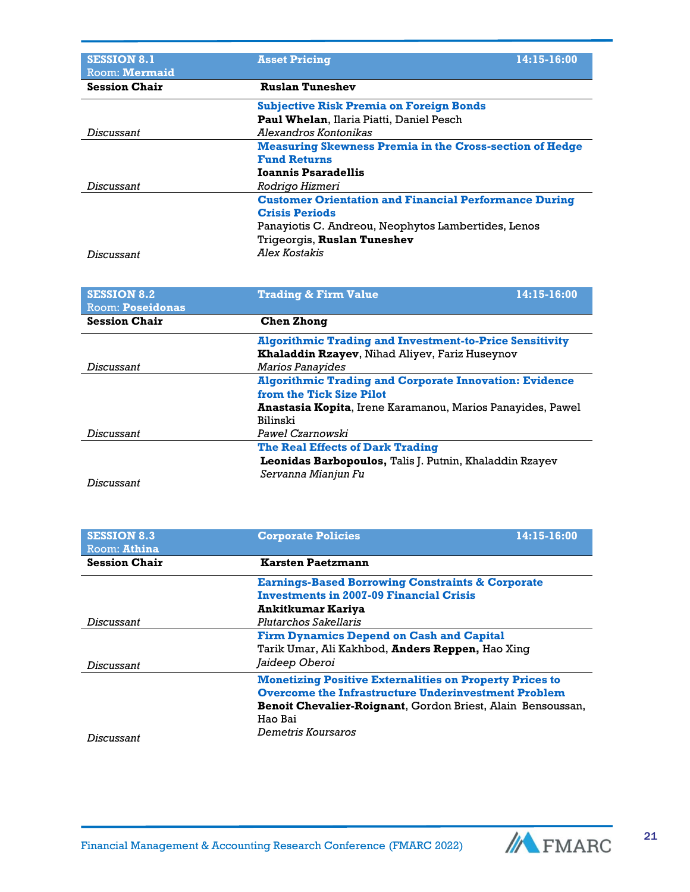| SESSION 8.1 Room: **Mermaid** | **Asset Pricing** | 14:15-16:00 |
|---|---|---|
| **Session Chair** | **Ruslan Tuneshev** | |
| | **Subjective Risk Premia on Foreign Bonds** **Paul Whelan**, Ilaria Piatti, Daniel Pesch | |
| *Discussant* | *Alexandros Kontonikas* | |
| | **Measuring Skewness Premia in the Cross-section of Hedge Fund Returns** **Ioannis Psaradellis** | |
| *Discussant* | *Rodrigo Hizmeri* | |
| | **Customer Orientation and Financial Performance During Crisis Periods** Panayiotis C. Andreou, Neophytos Lambertides, Lenos Trigeorgis, **Ruslan Tuneshev** | |
| *Discussant* | *Alex Kostakis* | |

| SESSION 8.2 Room: **Poseidonas** | **Trading & Firm Value** | 14:15-16:00 |
|---|---|---|
| **Session Chair** | **Chen Zhong** | |
| | **Algorithmic Trading and Investment-to-Price Sensitivity** **Khaladdin Rzayev**, Nihad Aliyev, Fariz Huseynov | |
| *Discussant* | *Marios Panayides* | |
| | **Algorithmic Trading and Corporate Innovation: Evidence from the Tick Size Pilot** **Anastasia Kopita**, Irene Karamanou, Marios Panayides, Pawel Bilinski | |
| *Discussant* | *Pawel Czarnowski* | |
| | **The Real Effects of Dark Trading** **Leonidas Barbopoulos,** Talis J. Putnin, Khaladdin Rzayev | |
| *Discussant* | *Servanna Mianjun Fu* | |

| SESSION 8.3 Room: **Athina** | **Corporate Policies** | 14:15-16:00 |
|---|---|---|
| **Session Chair** | **Karsten Paetzmann** | |
| | **Earnings-Based Borrowing Constraints & Corporate Investments in 2007-09 Financial Crisis** **Ankitkumar Kariya** | |
| *Discussant* | *Plutarchos Sakellaris* | |
| | **Firm Dynamics Depend on Cash and Capital** Tarik Umar, Ali Kakhbod, **Anders Reppen,** Hao Xing | |
| *Discussant* | *Jaideep Oberoi* | |
| | **Monetizing Positive Externalities on Property Prices to Overcome the Infrastructure Underinvestment Problem** **Benoit Chevalier-Roignant**, Gordon Briest, Alain Bensoussan, Hao Bai | |
| *Discussant* | *Demetris Koursaros* | |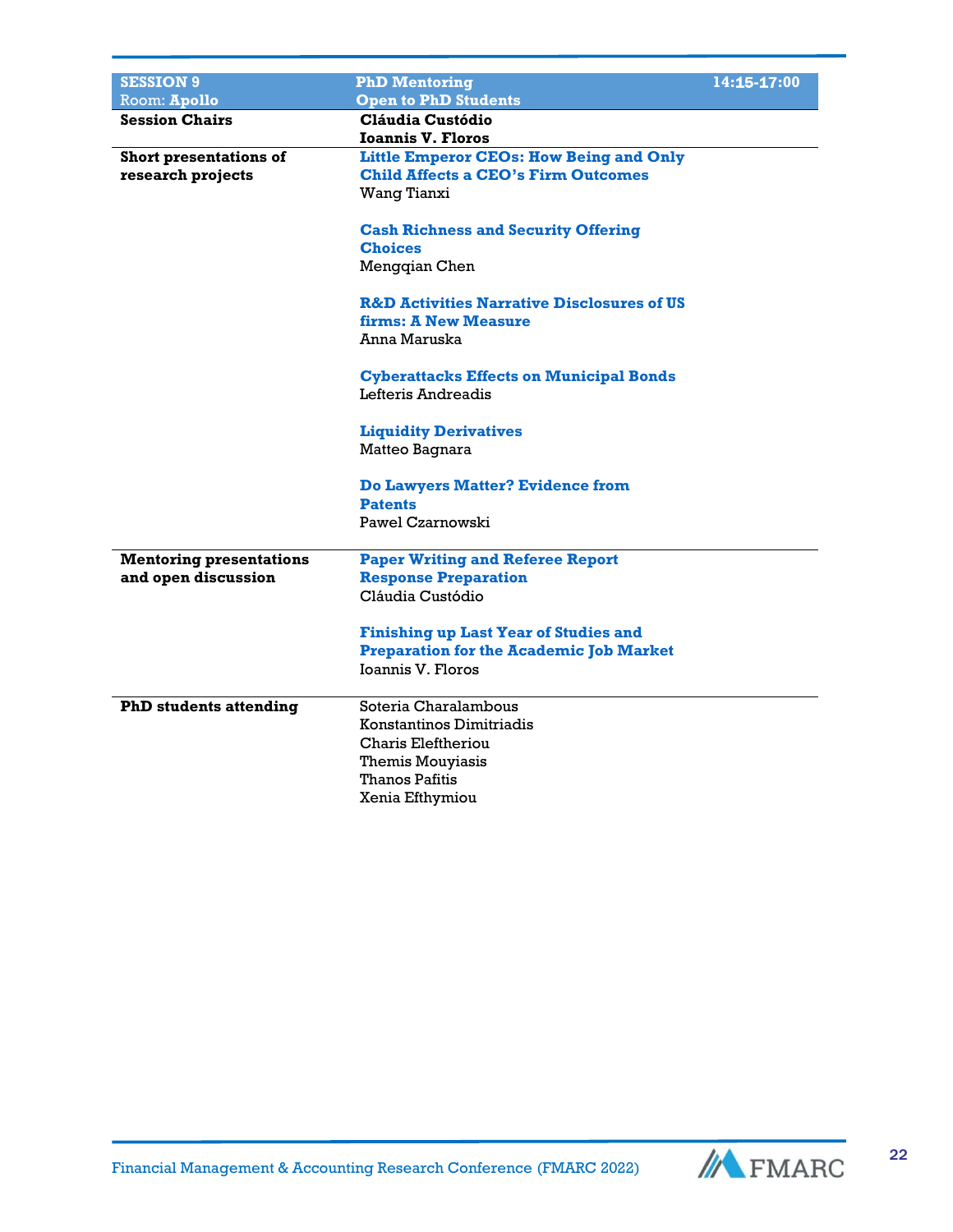| SESSION 9<br>Room: **Apollo** | **PhD Mentoring**<br>**Open to PhD Students** | **14:15-17:00** |
|---|---|---|
| **Session Chairs** | **Cláudia Custódio**<br>**Ioannis V. Floros** | |
| **Short presentations of research projects** | **Little Emperor CEOs: How Being and Only Child Affects a CEO's Firm Outcomes**<br>Wang Tianxi<br><br>**Cash Richness and Security Offering Choices**<br>Mengqian Chen<br><br>**R&D Activities Narrative Disclosures of US firms: A New Measure**<br>Anna Maruska<br><br>**Cyberattacks Effects on Municipal Bonds**<br>Lefteris Andreadis<br><br>**Liquidity Derivatives**<br>Matteo Bagnara<br><br>**Do Lawyers Matter? Evidence from Patents**<br>Pawel Czarnowski | |
| **Mentoring presentations and open discussion** | **Paper Writing and Referee Report Response Preparation**<br>Cláudia Custódio<br><br>**Finishing up Last Year of Studies and Preparation for the Academic Job Market**<br>Ioannis V. Floros | |
| **PhD students attending** | Soteria Charalambous<br>Konstantinos Dimitriadis<br>Charis Eleftheriou<br>Themis Mouyiasis<br>Thanos Pafitis<br>Xenia Efthymiou | |